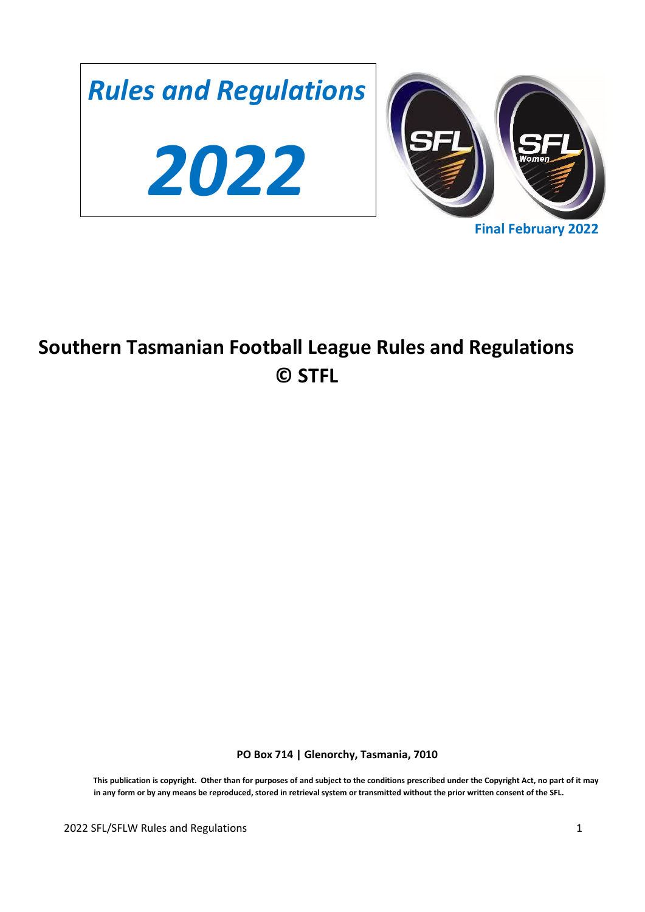# *Rules and Regulations*

# *2022*

SFL SFL Women

**Final February 2022**

## Southern Tasmanian Football League Rules and Regulations © STFL

**PO Box 714 | Glenorchy, Tasmania, 7010**

**This publication is copyright. Other than for purposes of and subject to the conditions prescribed under the Copyright Act, no part of it may in any form or by any means be reproduced, stored in retrieval system or transmitted without the prior written consent of the SFL.**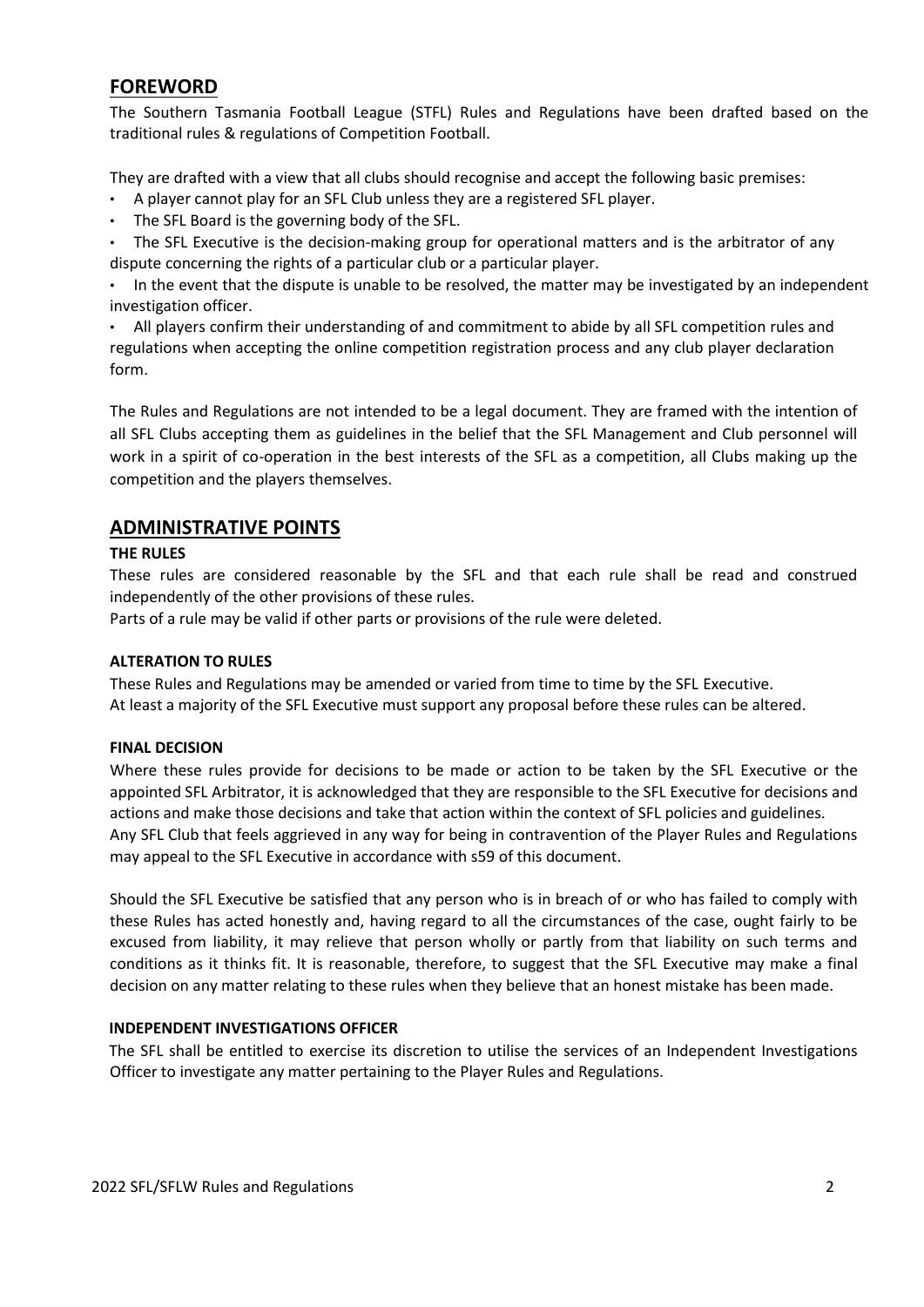## FOREWORD

The Southern Tasmania Football League (STFL) Rules and Regulations have been drafted based on the traditional rules & regulations of Competition Football.

They are drafted with a view that all clubs should recognise and accept the following basic premises:

- A player cannot play for an SFL Club unless they are a registered SFL player.
- The SFL Board is the governing body of the SFL.
- The SFL Executive is the decision-making group for operational matters and is the arbitrator of any dispute concerning the rights of a particular club or a particular player.
- In the event that the dispute is unable to be resolved, the matter may be investigated by an independent investigation officer.
- All players confirm their understanding of and commitment to abide by all SFL competition rules and regulations when accepting the online competition registration process and any club player declaration form.

The Rules and Regulations are not intended to be a legal document. They are framed with the intention of all SFL Clubs accepting them as guidelines in the belief that the SFL Management and Club personnel will work in a spirit of co-operation in the best interests of the SFL as a competition, all Clubs making up the competition and the players themselves.

## ADMINISTRATIVE POINTS

**THE RULES**

These rules are considered reasonable by the SFL and that each rule shall be read and construed independently of the other provisions of these rules.

Parts of a rule may be valid if other parts or provisions of the rule were deleted.

**ALTERATION TO RULES**

These Rules and Regulations may be amended or varied from time to time by the SFL Executive.

At least a majority of the SFL Executive must support any proposal before these rules can be altered.

**FINAL DECISION**

Where these rules provide for decisions to be made or action to be taken by the SFL Executive or the appointed SFL Arbitrator, it is acknowledged that they are responsible to the SFL Executive for decisions and actions and make those decisions and take that action within the context of SFL policies and guidelines.

Any SFL Club that feels aggrieved in any way for being in contravention of the Player Rules and Regulations may appeal to the SFL Executive in accordance with s59 of this document.

Should the SFL Executive be satisfied that any person who is in breach of or who has failed to comply with these Rules has acted honestly and, having regard to all the circumstances of the case, ought fairly to be excused from liability, it may relieve that person wholly or partly from that liability on such terms and conditions as it thinks fit. It is reasonable, therefore, to suggest that the SFL Executive may make a final decision on any matter relating to these rules when they believe that an honest mistake has been made.

**INDEPENDENT INVESTIGATIONS OFFICER**

The SFL shall be entitled to exercise its discretion to utilise the services of an Independent Investigations Officer to investigate any matter pertaining to the Player Rules and Regulations.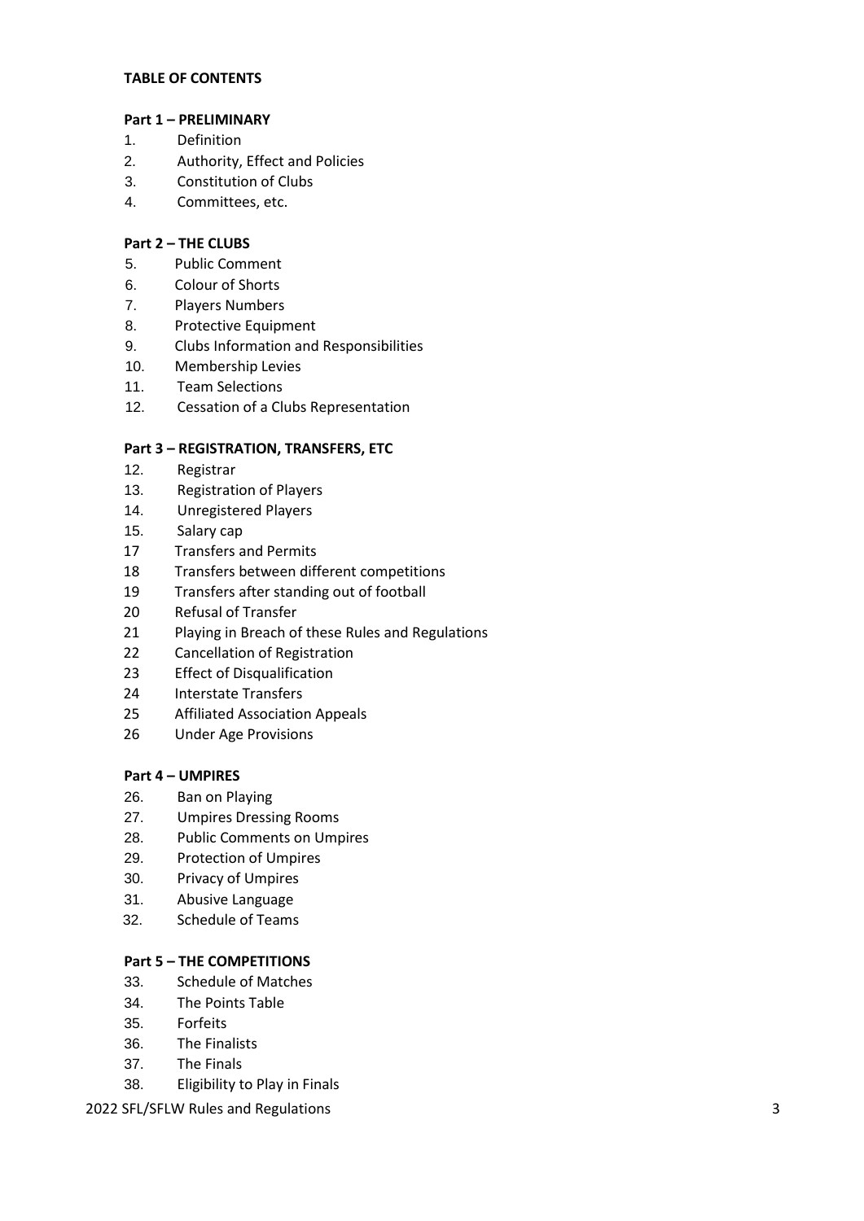**TABLE OF CONTENTS**

**Part 1 – PRELIMINARY**

1. Definition
2. Authority, Effect and Policies
3. Constitution of Clubs
4. Committees, etc.

**Part 2 – THE CLUBS**

5. Public Comment
6. Colour of Shorts
7. Players Numbers
8. Protective Equipment
9. Clubs Information and Responsibilities
10. Membership Levies
11. Team Selections
12. Cessation of a Clubs Representation

**Part 3 – REGISTRATION, TRANSFERS, ETC**

12. Registrar
13. Registration of Players
14. Unregistered Players
15. Salary cap
17 Transfers and Permits
18 Transfers between different competitions
19 Transfers after standing out of football
20 Refusal of Transfer
21 Playing in Breach of these Rules and Regulations
22 Cancellation of Registration
23 Effect of Disqualification
24 Interstate Transfers
25 Affiliated Association Appeals
26 Under Age Provisions

**Part 4 – UMPIRES**

26. Ban on Playing
27. Umpires Dressing Rooms
28. Public Comments on Umpires
29. Protection of Umpires
30. Privacy of Umpires
31. Abusive Language
32. Schedule of Teams

**Part 5 – THE COMPETITIONS**

33. Schedule of Matches
34. The Points Table
35. Forfeits
36. The Finalists
37. The Finals
38. Eligibility to Play in Finals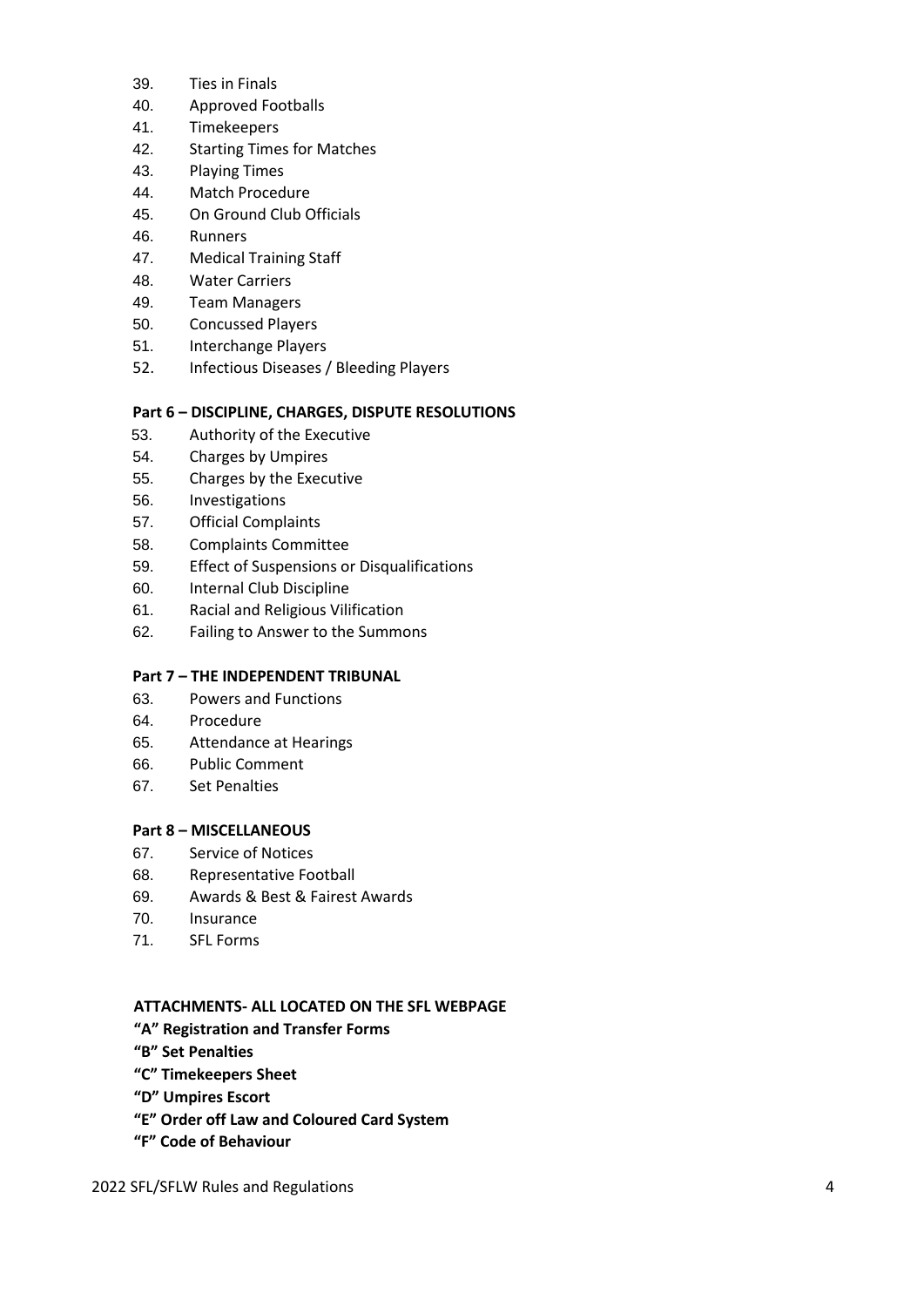39. Ties in Finals
40. Approved Footballs
41. Timekeepers
42. Starting Times for Matches
43. Playing Times
44. Match Procedure
45. On Ground Club Officials
46. Runners
47. Medical Training Staff
48. Water Carriers
49. Team Managers
50. Concussed Players
51. Interchange Players
52. Infectious Diseases / Bleeding Players

**Part 6 – DISCIPLINE, CHARGES, DISPUTE RESOLUTIONS**

53. Authority of the Executive
54. Charges by Umpires
55. Charges by the Executive
56. Investigations
57. Official Complaints
58. Complaints Committee
59. Effect of Suspensions or Disqualifications
60. Internal Club Discipline
61. Racial and Religious Vilification
62. Failing to Answer to the Summons

**Part 7 – THE INDEPENDENT TRIBUNAL**

63. Powers and Functions
64. Procedure
65. Attendance at Hearings
66. Public Comment
67. Set Penalties

**Part 8 – MISCELLANEOUS**

67. Service of Notices
68. Representative Football
69. Awards & Best & Fairest Awards
70. Insurance
71. SFL Forms

**ATTACHMENTS- ALL LOCATED ON THE SFL WEBPAGE**

**"A" Registration and Transfer Forms**
**"B" Set Penalties**
**"C" Timekeepers Sheet**
**"D" Umpires Escort**
**"E" Order off Law and Coloured Card System**
**"F" Code of Behaviour**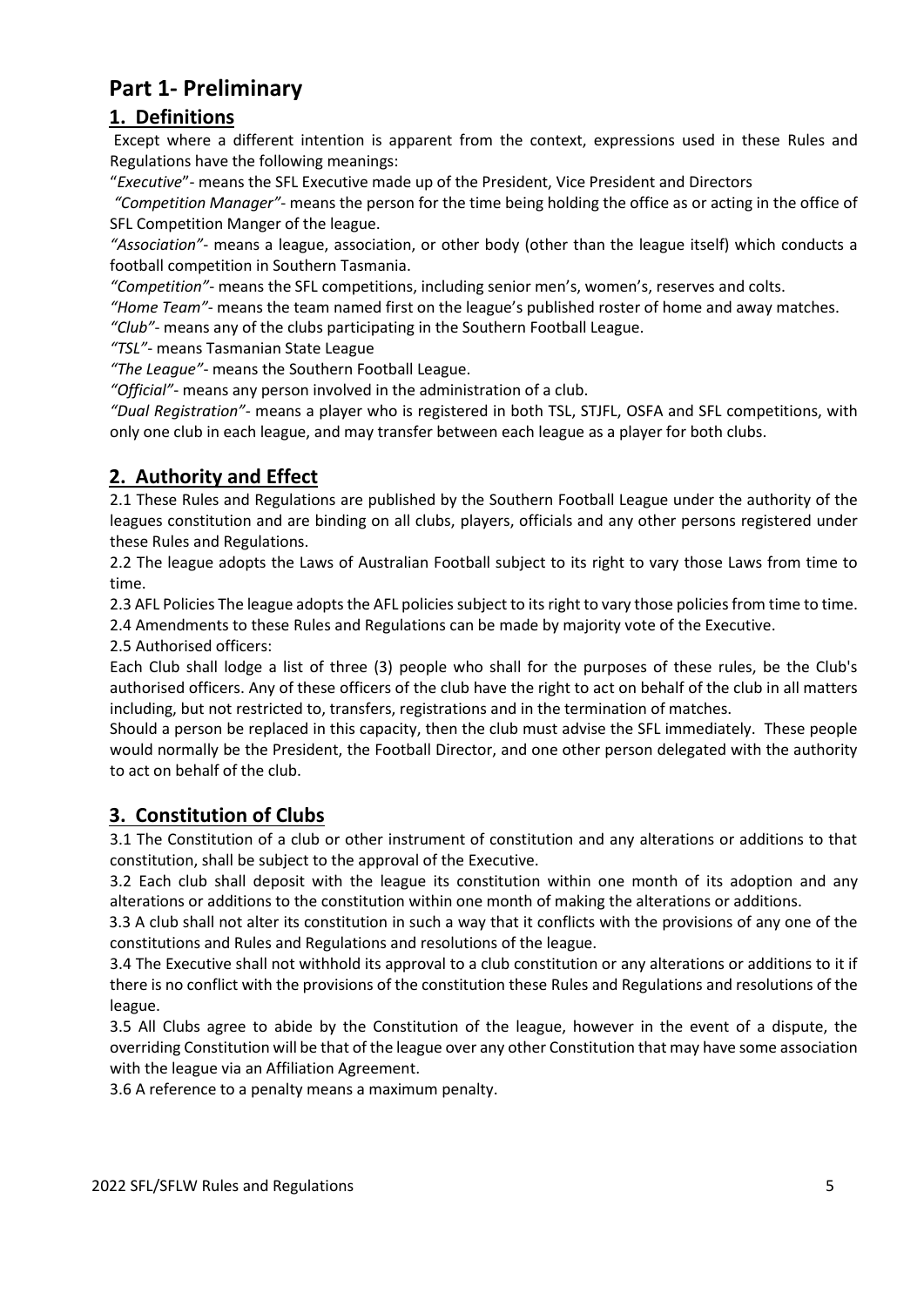# Part 1- Preliminary

## 1. Definitions

Except where a different intention is apparent from the context, expressions used in these Rules and Regulations have the following meanings:

"*Executive*"- means the SFL Executive made up of the President, Vice President and Directors

*"Competition Manager"*- means the person for the time being holding the office as or acting in the office of SFL Competition Manger of the league.

*"Association"*- means a league, association, or other body (other than the league itself) which conducts a football competition in Southern Tasmania.

*"Competition"*- means the SFL competitions, including senior men's, women's, reserves and colts.

*"Home Team"*- means the team named first on the league's published roster of home and away matches.

*"Club"*- means any of the clubs participating in the Southern Football League.

*"TSL"*- means Tasmanian State League

*"The League"*- means the Southern Football League.

*"Official"*- means any person involved in the administration of a club.

*"Dual Registration"*- means a player who is registered in both TSL, STJFL, OSFA and SFL competitions, with only one club in each league, and may transfer between each league as a player for both clubs.

## 2. Authority and Effect

2.1 These Rules and Regulations are published by the Southern Football League under the authority of the leagues constitution and are binding on all clubs, players, officials and any other persons registered under these Rules and Regulations.

2.2 The league adopts the Laws of Australian Football subject to its right to vary those Laws from time to time.

2.3 AFL Policies The league adopts the AFL policies subject to its right to vary those policies from time to time.

2.4 Amendments to these Rules and Regulations can be made by majority vote of the Executive.

2.5 Authorised officers:

Each Club shall lodge a list of three (3) people who shall for the purposes of these rules, be the Club's authorised officers. Any of these officers of the club have the right to act on behalf of the club in all matters including, but not restricted to, transfers, registrations and in the termination of matches.

Should a person be replaced in this capacity, then the club must advise the SFL immediately. These people would normally be the President, the Football Director, and one other person delegated with the authority to act on behalf of the club.

## 3. Constitution of Clubs

3.1 The Constitution of a club or other instrument of constitution and any alterations or additions to that constitution, shall be subject to the approval of the Executive.

3.2 Each club shall deposit with the league its constitution within one month of its adoption and any alterations or additions to the constitution within one month of making the alterations or additions.

3.3 A club shall not alter its constitution in such a way that it conflicts with the provisions of any one of the constitutions and Rules and Regulations and resolutions of the league.

3.4 The Executive shall not withhold its approval to a club constitution or any alterations or additions to it if there is no conflict with the provisions of the constitution these Rules and Regulations and resolutions of the league.

3.5 All Clubs agree to abide by the Constitution of the league, however in the event of a dispute, the overriding Constitution will be that of the league over any other Constitution that may have some association with the league via an Affiliation Agreement.

3.6 A reference to a penalty means a maximum penalty.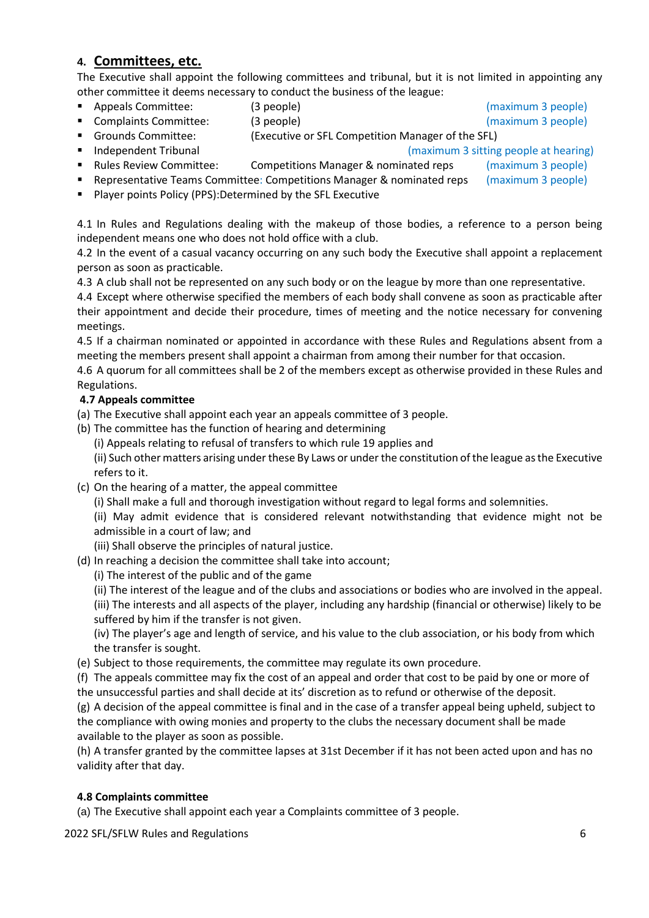## 4. **Committees, etc.**

The Executive shall appoint the following committees and tribunal, but it is not limited in appointing any other committee it deems necessary to conduct the business of the league:

- Appeals Committee: (3 people) (maximum 3 people)
- Complaints Committee: (3 people) (maximum 3 people)
- Grounds Committee: (Executive or SFL Competition Manager of the SFL)
- Independent Tribunal (maximum 3 sitting people at hearing)
- Rules Review Committee: Competitions Manager & nominated reps (maximum 3 people)
- Representative Teams Committee: Competitions Manager & nominated reps (maximum 3 people)
- Player points Policy (PPS):Determined by the SFL Executive

4.1 In Rules and Regulations dealing with the makeup of those bodies, a reference to a person being independent means one who does not hold office with a club.

4.2 In the event of a casual vacancy occurring on any such body the Executive shall appoint a replacement person as soon as practicable.

4.3 A club shall not be represented on any such body or on the league by more than one representative.

4.4 Except where otherwise specified the members of each body shall convene as soon as practicable after their appointment and decide their procedure, times of meeting and the notice necessary for convening meetings.

4.5 If a chairman nominated or appointed in accordance with these Rules and Regulations absent from a meeting the members present shall appoint a chairman from among their number for that occasion.

4.6 A quorum for all committees shall be 2 of the members except as otherwise provided in these Rules and Regulations.

**4.7 Appeals committee**

(a) The Executive shall appoint each year an appeals committee of 3 people.

(b) The committee has the function of hearing and determining

(i) Appeals relating to refusal of transfers to which rule 19 applies and

(ii) Such other matters arising under these By Laws or under the constitution of the league as the Executive refers to it.

(c) On the hearing of a matter, the appeal committee

(i) Shall make a full and thorough investigation without regard to legal forms and solemnities.

(ii) May admit evidence that is considered relevant notwithstanding that evidence might not be admissible in a court of law; and

(iii) Shall observe the principles of natural justice.

(d) In reaching a decision the committee shall take into account;

(i) The interest of the public and of the game

(ii) The interest of the league and of the clubs and associations or bodies who are involved in the appeal.

(iii) The interests and all aspects of the player, including any hardship (financial or otherwise) likely to be suffered by him if the transfer is not given.

(iv) The player's age and length of service, and his value to the club association, or his body from which the transfer is sought.

(e) Subject to those requirements, the committee may regulate its own procedure.

(f) The appeals committee may fix the cost of an appeal and order that cost to be paid by one or more of the unsuccessful parties and shall decide at its' discretion as to refund or otherwise of the deposit.

(g) A decision of the appeal committee is final and in the case of a transfer appeal being upheld, subject to the compliance with owing monies and property to the clubs the necessary document shall be made available to the player as soon as possible.

(h) A transfer granted by the committee lapses at 31st December if it has not been acted upon and has no validity after that day.

**4.8 Complaints committee**

(a) The Executive shall appoint each year a Complaints committee of 3 people.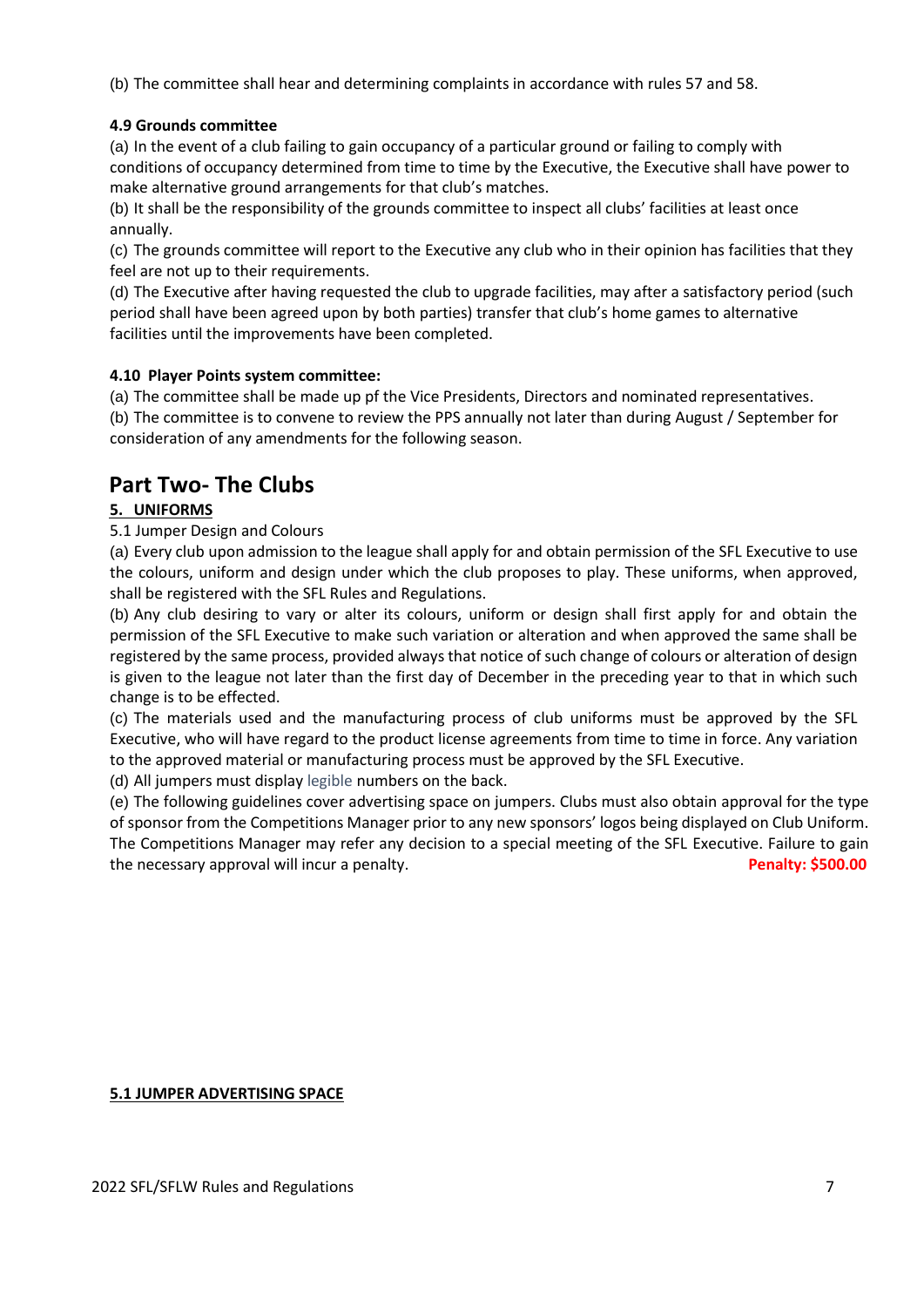(b) The committee shall hear and determining complaints in accordance with rules 57 and 58.

#### 4.9 Grounds committee

(a) In the event of a club failing to gain occupancy of a particular ground or failing to comply with conditions of occupancy determined from time to time by the Executive, the Executive shall have power to make alternative ground arrangements for that club's matches.

(b) It shall be the responsibility of the grounds committee to inspect all clubs' facilities at least once annually.

(c) The grounds committee will report to the Executive any club who in their opinion has facilities that they feel are not up to their requirements.

(d) The Executive after having requested the club to upgrade facilities, may after a satisfactory period (such period shall have been agreed upon by both parties) transfer that club's home games to alternative facilities until the improvements have been completed.

#### 4.10 Player Points system committee:

(a) The committee shall be made up pf the Vice Presidents, Directors and nominated representatives.

(b) The committee is to convene to review the PPS annually not later than during August / September for consideration of any amendments for the following season.

# Part Two- The Clubs

## 5. UNIFORMS

5.1 Jumper Design and Colours

(a) Every club upon admission to the league shall apply for and obtain permission of the SFL Executive to use the colours, uniform and design under which the club proposes to play. These uniforms, when approved, shall be registered with the SFL Rules and Regulations.

(b) Any club desiring to vary or alter its colours, uniform or design shall first apply for and obtain the permission of the SFL Executive to make such variation or alteration and when approved the same shall be registered by the same process, provided always that notice of such change of colours or alteration of design is given to the league not later than the first day of December in the preceding year to that in which such change is to be effected.

(c) The materials used and the manufacturing process of club uniforms must be approved by the SFL Executive, who will have regard to the product license agreements from time to time in force. Any variation to the approved material or manufacturing process must be approved by the SFL Executive.

(d) All jumpers must display legible numbers on the back.

(e) The following guidelines cover advertising space on jumpers. Clubs must also obtain approval for the type of sponsor from the Competitions Manager prior to any new sponsors' logos being displayed on Club Uniform. The Competitions Manager may refer any decision to a special meeting of the SFL Executive. Failure to gain the necessary approval will incur a penalty. **Penalty: $500.00**

### 5.1 JUMPER ADVERTISING SPACE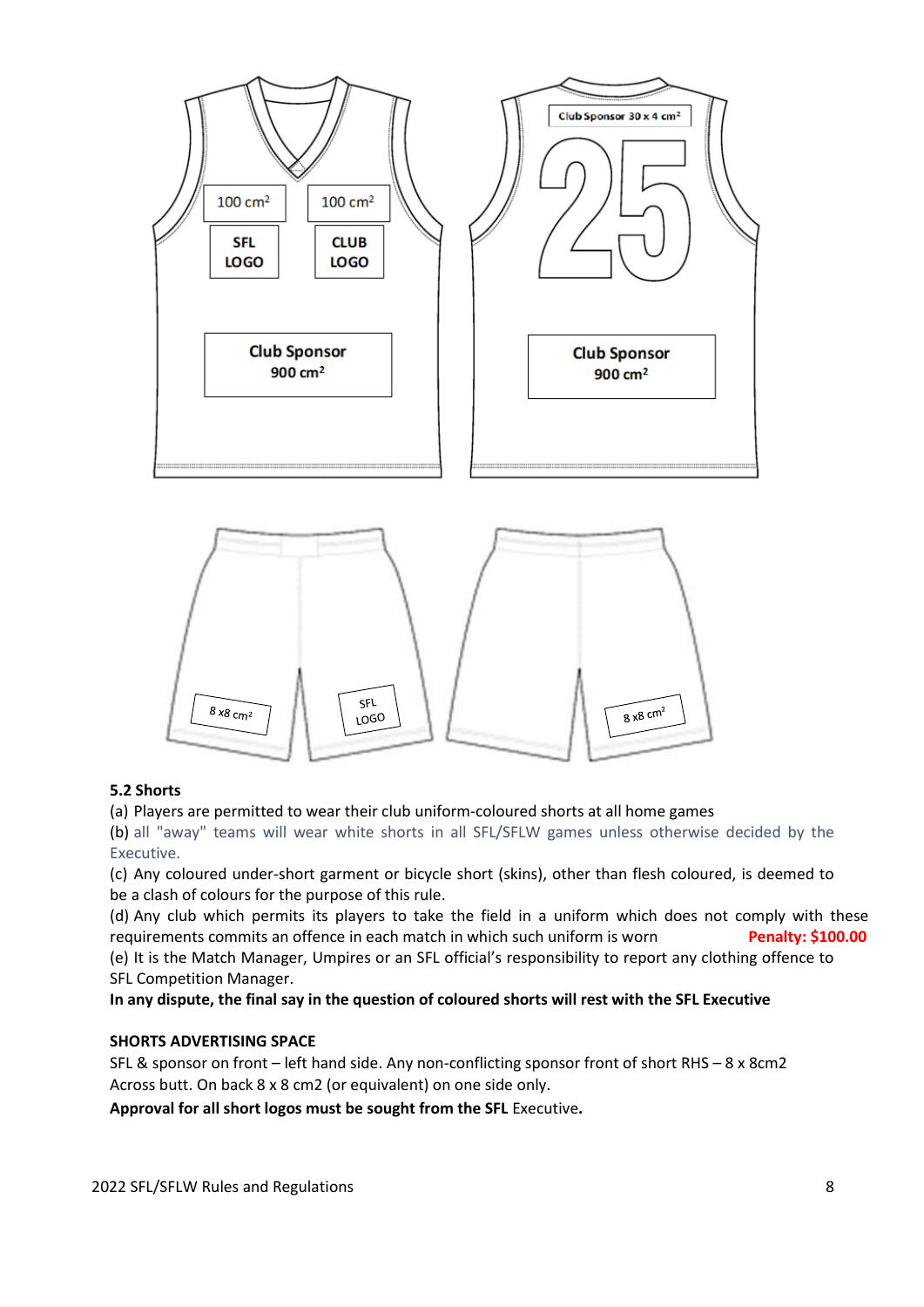### 5.2 Shorts

(a) Players are permitted to wear their club uniform-coloured shorts at all home games

(b) all "away" teams will wear white shorts in all SFL/SFLW games unless otherwise decided by the Executive.

(c) Any coloured under-short garment or bicycle short (skins), other than flesh coloured, is deemed to be a clash of colours for the purpose of this rule.

(d) Any club which permits its players to take the field in a uniform which does not comply with these requirements commits an offence in each match in which such uniform is worn **Penalty: $100.00**

(e) It is the Match Manager, Umpires or an SFL official's responsibility to report any clothing offence to SFL Competition Manager.

**In any dispute, the final say in the question of coloured shorts will rest with the SFL Executive**

**SHORTS ADVERTISING SPACE**

SFL & sponsor on front – left hand side. Any non-conflicting sponsor front of short RHS – 8 x 8cm2

Across butt. On back 8 x 8 cm2 (or equivalent) on one side only.

**Approval for all short logos must be sought from the SFL** Executive**.**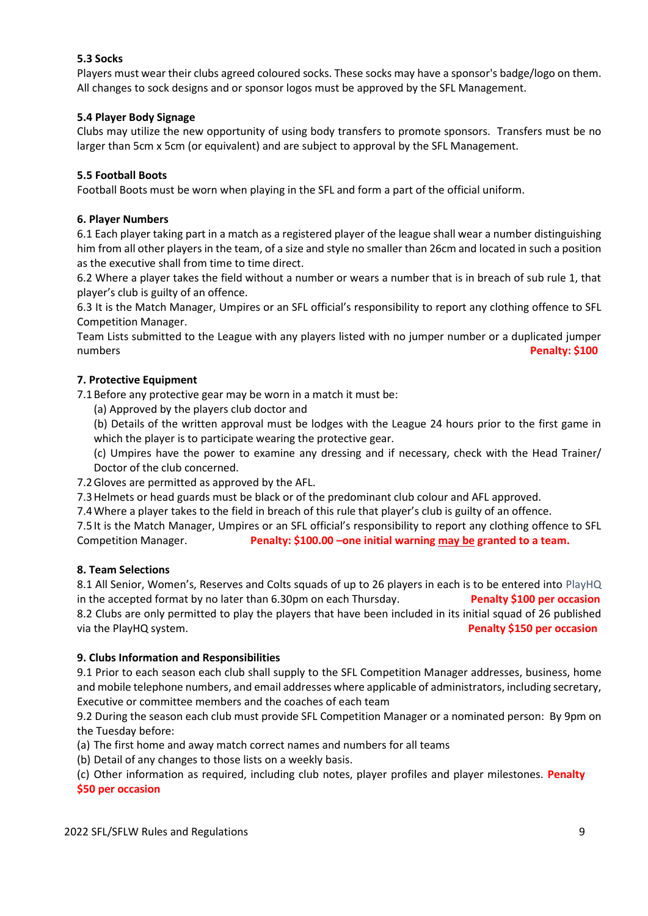### 5.3 Socks

Players must wear their clubs agreed coloured socks. These socks may have a sponsor's badge/logo on them. All changes to sock designs and or sponsor logos must be approved by the SFL Management.

### 5.4 Player Body Signage

Clubs may utilize the new opportunity of using body transfers to promote sponsors. Transfers must be no larger than 5cm x 5cm (or equivalent) and are subject to approval by the SFL Management.

### 5.5 Football Boots

Football Boots must be worn when playing in the SFL and form a part of the official uniform.

### 6. Player Numbers

6.1 Each player taking part in a match as a registered player of the league shall wear a number distinguishing him from all other players in the team, of a size and style no smaller than 26cm and located in such a position as the executive shall from time to time direct.

6.2 Where a player takes the field without a number or wears a number that is in breach of sub rule 1, that player's club is guilty of an offence.

6.3 It is the Match Manager, Umpires or an SFL official's responsibility to report any clothing offence to SFL Competition Manager.

Team Lists submitted to the League with any players listed with no jumper number or a duplicated jumper numbers **Penalty: $100**

### 7. Protective Equipment

7.1 Before any protective gear may be worn in a match it must be:

(a) Approved by the players club doctor and

(b) Details of the written approval must be lodges with the League 24 hours prior to the first game in which the player is to participate wearing the protective gear.

(c) Umpires have the power to examine any dressing and if necessary, check with the Head Trainer/ Doctor of the club concerned.

7.2 Gloves are permitted as approved by the AFL.

7.3 Helmets or head guards must be black or of the predominant club colour and AFL approved.

7.4 Where a player takes to the field in breach of this rule that player's club is guilty of an offence.

7.5 It is the Match Manager, Umpires or an SFL official's responsibility to report any clothing offence to SFL Competition Manager. **Penalty: $100.00 –one initial warning may be granted to a team.**

### 8. Team Selections

8.1 All Senior, Women's, Reserves and Colts squads of up to 26 players in each is to be entered into PlayHQ in the accepted format by no later than 6.30pm on each Thursday. **Penalty $100 per occasion**

8.2 Clubs are only permitted to play the players that have been included in its initial squad of 26 published via the PlayHQ system. **Penalty $150 per occasion**

### 9. Clubs Information and Responsibilities

9.1 Prior to each season each club shall supply to the SFL Competition Manager addresses, business, home and mobile telephone numbers, and email addresses where applicable of administrators, including secretary, Executive or committee members and the coaches of each team

9.2 During the season each club must provide SFL Competition Manager or a nominated person: By 9pm on the Tuesday before:

(a) The first home and away match correct names and numbers for all teams

(b) Detail of any changes to those lists on a weekly basis.

(c) Other information as required, including club notes, player profiles and player milestones. **Penalty $50 per occasion**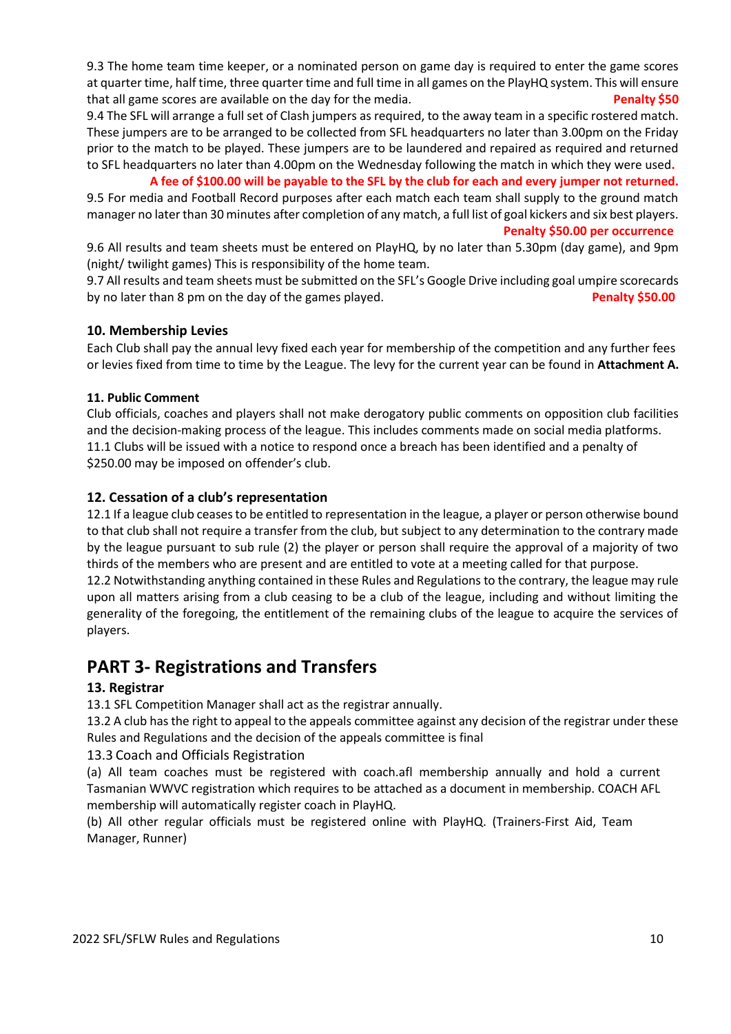9.3 The home team time keeper, or a nominated person on game day is required to enter the game scores at quarter time, half time, three quarter time and full time in all games on the PlayHQ system. This will ensure that all game scores are available on the day for the media. **Penalty $50**

9.4 The SFL will arrange a full set of Clash jumpers as required, to the away team in a specific rostered match. These jumpers are to be arranged to be collected from SFL headquarters no later than 3.00pm on the Friday prior to the match to be played. These jumpers are to be laundered and repaired as required and returned to SFL headquarters no later than 4.00pm on the Wednesday following the match in which they were used**.**

**A fee of $100.00 will be payable to the SFL by the club for each and every jumper not returned.**

9.5 For media and Football Record purposes after each match each team shall supply to the ground match manager no later than 30 minutes after completion of any match, a full list of goal kickers and six best players. **Penalty $50.00 per occurrence**

9.6 All results and team sheets must be entered on PlayHQ, by no later than 5.30pm (day game), and 9pm (night/ twilight games) This is responsibility of the home team.

9.7 All results and team sheets must be submitted on the SFL's Google Drive including goal umpire scorecards by no later than 8 pm on the day of the games played. **Penalty $50.00**

### 10. Membership Levies

Each Club shall pay the annual levy fixed each year for membership of the competition and any further fees or levies fixed from time to time by the League. The levy for the current year can be found in **Attachment A.**

### 11. Public Comment

Club officials, coaches and players shall not make derogatory public comments on opposition club facilities and the decision-making process of the league. This includes comments made on social media platforms.

11.1 Clubs will be issued with a notice to respond once a breach has been identified and a penalty of $250.00 may be imposed on offender's club.

### 12. Cessation of a club's representation

12.1 If a league club ceases to be entitled to representation in the league, a player or person otherwise bound to that club shall not require a transfer from the club, but subject to any determination to the contrary made by the league pursuant to sub rule (2) the player or person shall require the approval of a majority of two thirds of the members who are present and are entitled to vote at a meeting called for that purpose.

12.2 Notwithstanding anything contained in these Rules and Regulations to the contrary, the league may rule upon all matters arising from a club ceasing to be a club of the league, including and without limiting the generality of the foregoing, the entitlement of the remaining clubs of the league to acquire the services of players.

## PART 3- Registrations and Transfers

### 13. Registrar

13.1 SFL Competition Manager shall act as the registrar annually.

13.2 A club has the right to appeal to the appeals committee against any decision of the registrar under these Rules and Regulations and the decision of the appeals committee is final

13.3 Coach and Officials Registration

(a) All team coaches must be registered with coach.afl membership annually and hold a current Tasmanian WWVC registration which requires to be attached as a document in membership. COACH AFL membership will automatically register coach in PlayHQ.

(b) All other regular officials must be registered online with PlayHQ. (Trainers-First Aid, Team Manager, Runner)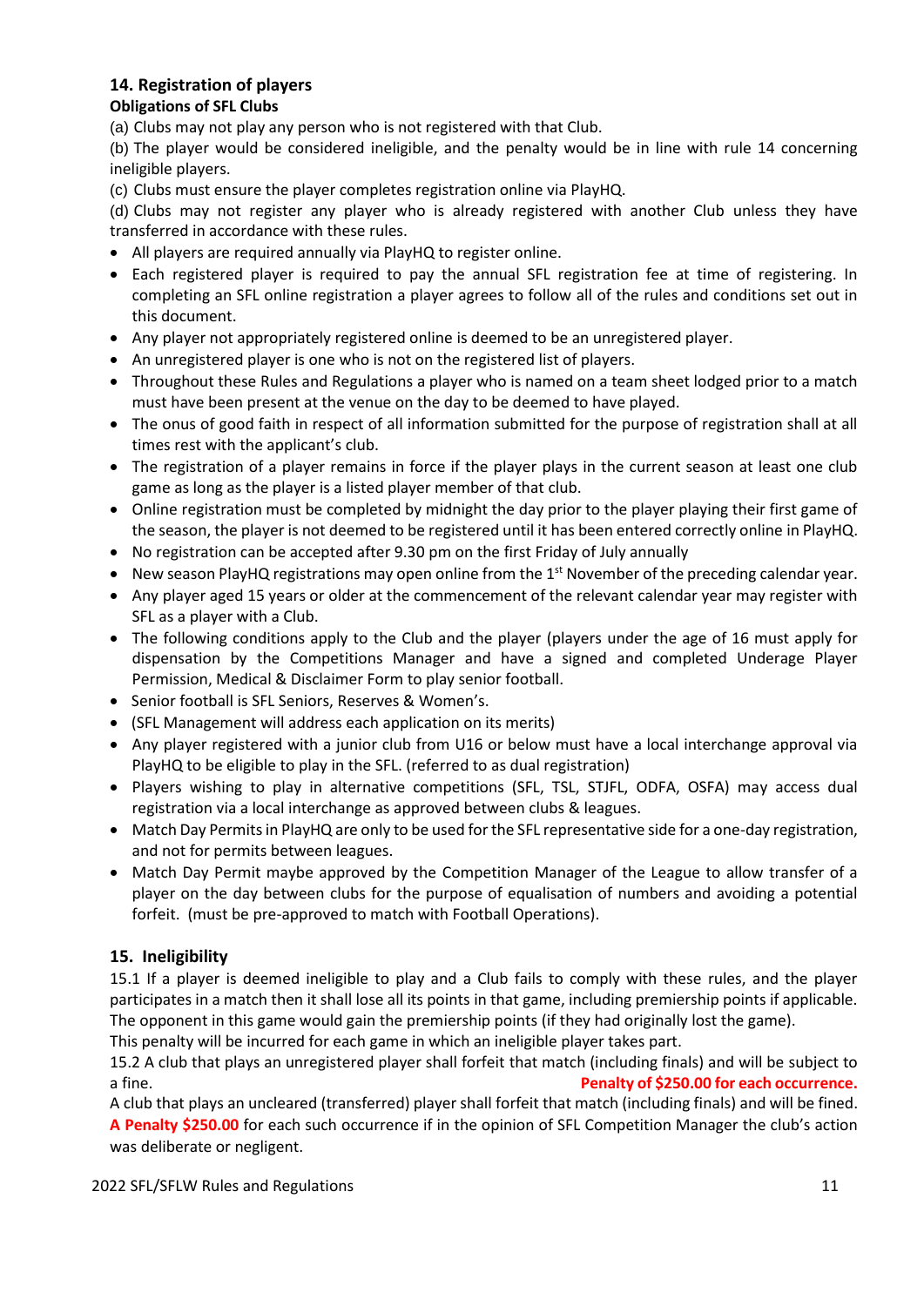## 14. Registration of players

**Obligations of SFL Clubs**

(a) Clubs may not play any person who is not registered with that Club.

(b) The player would be considered ineligible, and the penalty would be in line with rule 14 concerning ineligible players.

(c) Clubs must ensure the player completes registration online via PlayHQ.

(d) Clubs may not register any player who is already registered with another Club unless they have transferred in accordance with these rules.

- All players are required annually via PlayHQ to register online.
- Each registered player is required to pay the annual SFL registration fee at time of registering. In completing an SFL online registration a player agrees to follow all of the rules and conditions set out in this document.
- Any player not appropriately registered online is deemed to be an unregistered player.
- An unregistered player is one who is not on the registered list of players.
- Throughout these Rules and Regulations a player who is named on a team sheet lodged prior to a match must have been present at the venue on the day to be deemed to have played.
- The onus of good faith in respect of all information submitted for the purpose of registration shall at all times rest with the applicant's club.
- The registration of a player remains in force if the player plays in the current season at least one club game as long as the player is a listed player member of that club.
- Online registration must be completed by midnight the day prior to the player playing their first game of the season, the player is not deemed to be registered until it has been entered correctly online in PlayHQ.
- No registration can be accepted after 9.30 pm on the first Friday of July annually
- New season PlayHQ registrations may open online from the 1st November of the preceding calendar year.
- Any player aged 15 years or older at the commencement of the relevant calendar year may register with SFL as a player with a Club.
- The following conditions apply to the Club and the player (players under the age of 16 must apply for dispensation by the Competitions Manager and have a signed and completed Underage Player Permission, Medical & Disclaimer Form to play senior football.
- Senior football is SFL Seniors, Reserves & Women's.
- (SFL Management will address each application on its merits)
- Any player registered with a junior club from U16 or below must have a local interchange approval via PlayHQ to be eligible to play in the SFL. (referred to as dual registration)
- Players wishing to play in alternative competitions (SFL, TSL, STJFL, ODFA, OSFA) may access dual registration via a local interchange as approved between clubs & leagues.
- Match Day Permits in PlayHQ are only to be used for the SFL representative side for a one-day registration, and not for permits between leagues.
- Match Day Permit maybe approved by the Competition Manager of the League to allow transfer of a player on the day between clubs for the purpose of equalisation of numbers and avoiding a potential forfeit. (must be pre-approved to match with Football Operations).

## 15. Ineligibility

15.1 If a player is deemed ineligible to play and a Club fails to comply with these rules, and the player participates in a match then it shall lose all its points in that game, including premiership points if applicable. The opponent in this game would gain the premiership points (if they had originally lost the game).

This penalty will be incurred for each game in which an ineligible player takes part.

15.2 A club that plays an unregistered player shall forfeit that match (including finals) and will be subject to a fine. **Penalty of $250.00 for each occurrence.**

A club that plays an uncleared (transferred) player shall forfeit that match (including finals) and will be fined. **A Penalty $250.00** for each such occurrence if in the opinion of SFL Competition Manager the club's action was deliberate or negligent.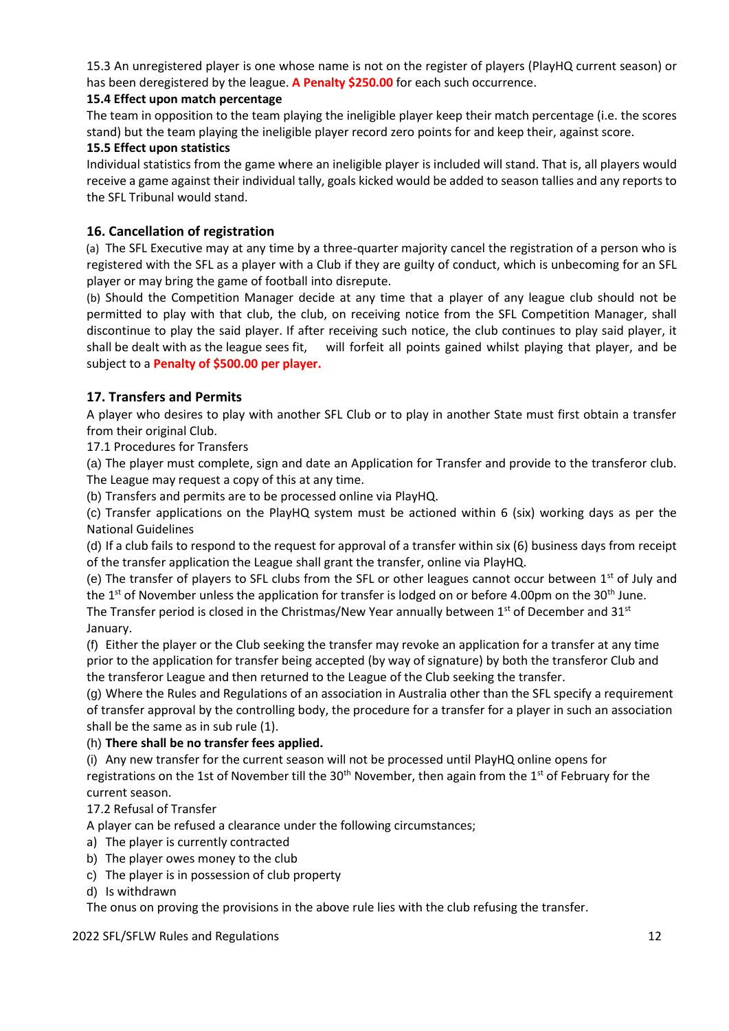15.3 An unregistered player is one whose name is not on the register of players (PlayHQ current season) or has been deregistered by the league. **A Penalty $250.00** for each such occurrence.

**15.4 Effect upon match percentage**

The team in opposition to the team playing the ineligible player keep their match percentage (i.e. the scores stand) but the team playing the ineligible player record zero points for and keep their, against score.

**15.5 Effect upon statistics**

Individual statistics from the game where an ineligible player is included will stand. That is, all players would receive a game against their individual tally, goals kicked would be added to season tallies and any reports to the SFL Tribunal would stand.

## 16. Cancellation of registration

(a) The SFL Executive may at any time by a three-quarter majority cancel the registration of a person who is registered with the SFL as a player with a Club if they are guilty of conduct, which is unbecoming for an SFL player or may bring the game of football into disrepute.

(b) Should the Competition Manager decide at any time that a player of any league club should not be permitted to play with that club, the club, on receiving notice from the SFL Competition Manager, shall discontinue to play the said player. If after receiving such notice, the club continues to play said player, it shall be dealt with as the league sees fit, will forfeit all points gained whilst playing that player, and be subject to a **Penalty of $500.00 per player.**

## 17. Transfers and Permits

A player who desires to play with another SFL Club or to play in another State must first obtain a transfer from their original Club.

17.1 Procedures for Transfers

(a) The player must complete, sign and date an Application for Transfer and provide to the transferor club. The League may request a copy of this at any time.

(b) Transfers and permits are to be processed online via PlayHQ.

(c) Transfer applications on the PlayHQ system must be actioned within 6 (six) working days as per the National Guidelines

(d) If a club fails to respond to the request for approval of a transfer within six (6) business days from receipt of the transfer application the League shall grant the transfer, online via PlayHQ.

(e) The transfer of players to SFL clubs from the SFL or other leagues cannot occur between 1st of July and the 1st of November unless the application for transfer is lodged on or before 4.00pm on the 30th June. The Transfer period is closed in the Christmas/New Year annually between 1st of December and 31st January.

(f) Either the player or the Club seeking the transfer may revoke an application for a transfer at any time prior to the application for transfer being accepted (by way of signature) by both the transferor Club and the transferor League and then returned to the League of the Club seeking the transfer.

(g) Where the Rules and Regulations of an association in Australia other than the SFL specify a requirement of transfer approval by the controlling body, the procedure for a transfer for a player in such an association shall be the same as in sub rule (1).

(h) **There shall be no transfer fees applied.**

(i) Any new transfer for the current season will not be processed until PlayHQ online opens for registrations on the 1st of November till the 30th November, then again from the 1st of February for the current season.

17.2 Refusal of Transfer

A player can be refused a clearance under the following circumstances;

a) The player is currently contracted
b) The player owes money to the club
c) The player is in possession of club property
d) Is withdrawn

The onus on proving the provisions in the above rule lies with the club refusing the transfer.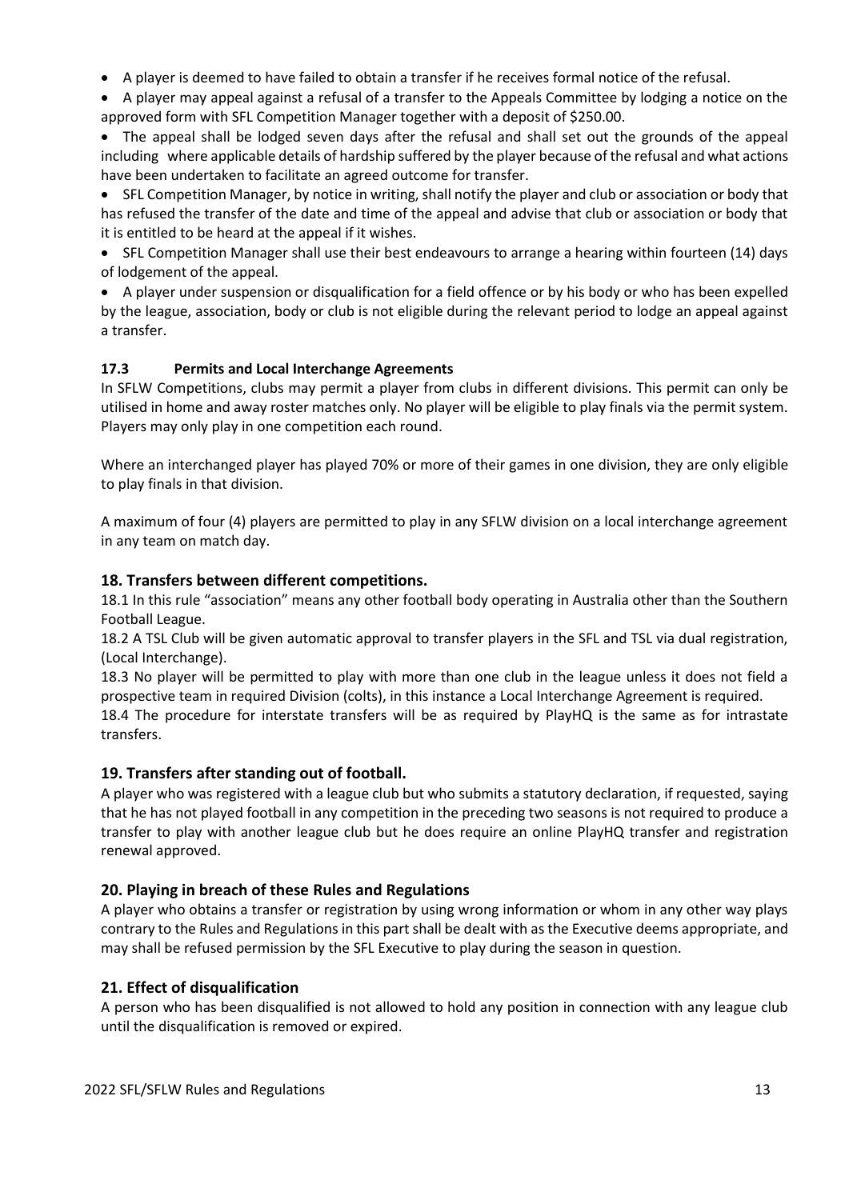- A player is deemed to have failed to obtain a transfer if he receives formal notice of the refusal.
- A player may appeal against a refusal of a transfer to the Appeals Committee by lodging a notice on the approved form with SFL Competition Manager together with a deposit of $250.00.
- The appeal shall be lodged seven days after the refusal and shall set out the grounds of the appeal including where applicable details of hardship suffered by the player because of the refusal and what actions have been undertaken to facilitate an agreed outcome for transfer.
- SFL Competition Manager, by notice in writing, shall notify the player and club or association or body that has refused the transfer of the date and time of the appeal and advise that club or association or body that it is entitled to be heard at the appeal if it wishes.
- SFL Competition Manager shall use their best endeavours to arrange a hearing within fourteen (14) days of lodgement of the appeal.
- A player under suspension or disqualification for a field offence or by his body or who has been expelled by the league, association, body or club is not eligible during the relevant period to lodge an appeal against a transfer.

### 17.3 Permits and Local Interchange Agreements

In SFLW Competitions, clubs may permit a player from clubs in different divisions. This permit can only be utilised in home and away roster matches only. No player will be eligible to play finals via the permit system. Players may only play in one competition each round.

Where an interchanged player has played 70% or more of their games in one division, they are only eligible to play finals in that division.

A maximum of four (4) players are permitted to play in any SFLW division on a local interchange agreement in any team on match day.

## 18. Transfers between different competitions.

18.1 In this rule "association" means any other football body operating in Australia other than the Southern Football League.

18.2 A TSL Club will be given automatic approval to transfer players in the SFL and TSL via dual registration, (Local Interchange).

18.3 No player will be permitted to play with more than one club in the league unless it does not field a prospective team in required Division (colts), in this instance a Local Interchange Agreement is required.

18.4 The procedure for interstate transfers will be as required by PlayHQ is the same as for intrastate transfers.

## 19. Transfers after standing out of football.

A player who was registered with a league club but who submits a statutory declaration, if requested, saying that he has not played football in any competition in the preceding two seasons is not required to produce a transfer to play with another league club but he does require an online PlayHQ transfer and registration renewal approved.

## 20. Playing in breach of these Rules and Regulations

A player who obtains a transfer or registration by using wrong information or whom in any other way plays contrary to the Rules and Regulations in this part shall be dealt with as the Executive deems appropriate, and may shall be refused permission by the SFL Executive to play during the season in question.

## 21. Effect of disqualification

A person who has been disqualified is not allowed to hold any position in connection with any league club until the disqualification is removed or expired.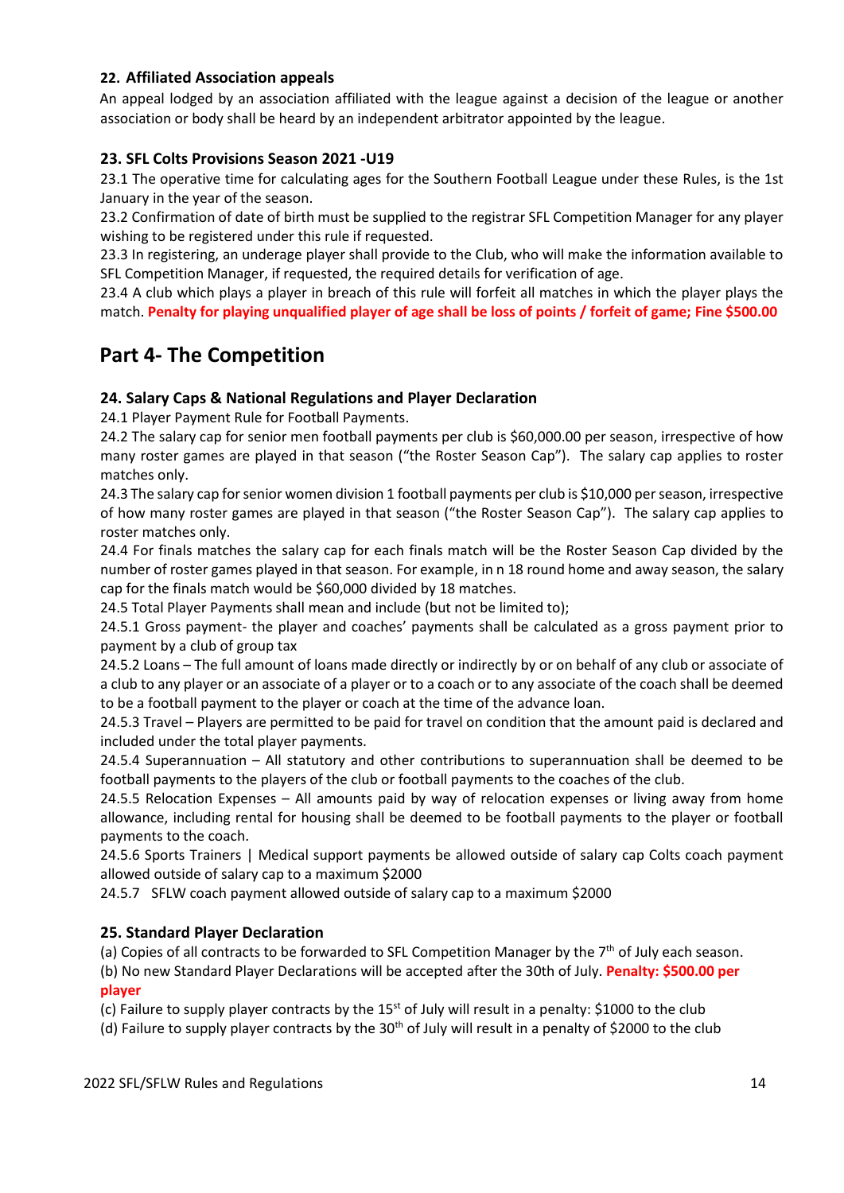### 22. Affiliated Association appeals

An appeal lodged by an association affiliated with the league against a decision of the league or another association or body shall be heard by an independent arbitrator appointed by the league.

### 23. SFL Colts Provisions Season 2021 -U19

23.1 The operative time for calculating ages for the Southern Football League under these Rules, is the 1st January in the year of the season.

23.2 Confirmation of date of birth must be supplied to the registrar SFL Competition Manager for any player wishing to be registered under this rule if requested.

23.3 In registering, an underage player shall provide to the Club, who will make the information available to SFL Competition Manager, if requested, the required details for verification of age.

23.4 A club which plays a player in breach of this rule will forfeit all matches in which the player plays the match. **Penalty for playing unqualified player of age shall be loss of points / forfeit of game; Fine $500.00**

## Part 4- The Competition

### 24. Salary Caps & National Regulations and Player Declaration

24.1 Player Payment Rule for Football Payments.

24.2 The salary cap for senior men football payments per club is $60,000.00 per season, irrespective of how many roster games are played in that season ("the Roster Season Cap"). The salary cap applies to roster matches only.

24.3 The salary cap for senior women division 1 football payments per club is $10,000 per season, irrespective of how many roster games are played in that season ("the Roster Season Cap"). The salary cap applies to roster matches only.

24.4 For finals matches the salary cap for each finals match will be the Roster Season Cap divided by the number of roster games played in that season. For example, in n 18 round home and away season, the salary cap for the finals match would be $60,000 divided by 18 matches.

24.5 Total Player Payments shall mean and include (but not be limited to);

24.5.1 Gross payment- the player and coaches' payments shall be calculated as a gross payment prior to payment by a club of group tax

24.5.2 Loans – The full amount of loans made directly or indirectly by or on behalf of any club or associate of a club to any player or an associate of a player or to a coach or to any associate of the coach shall be deemed to be a football payment to the player or coach at the time of the advance loan.

24.5.3 Travel – Players are permitted to be paid for travel on condition that the amount paid is declared and included under the total player payments.

24.5.4 Superannuation – All statutory and other contributions to superannuation shall be deemed to be football payments to the players of the club or football payments to the coaches of the club.

24.5.5 Relocation Expenses – All amounts paid by way of relocation expenses or living away from home allowance, including rental for housing shall be deemed to be football payments to the player or football payments to the coach.

24.5.6 Sports Trainers | Medical support payments be allowed outside of salary cap Colts coach payment allowed outside of salary cap to a maximum $2000

24.5.7 SFLW coach payment allowed outside of salary cap to a maximum $2000

### 25. Standard Player Declaration

(a) Copies of all contracts to be forwarded to SFL Competition Manager by the 7th of July each season.

(b) No new Standard Player Declarations will be accepted after the 30th of July. **Penalty: $500.00 per player**

(c) Failure to supply player contracts by the 15st of July will result in a penalty: $1000 to the club

(d) Failure to supply player contracts by the 30th of July will result in a penalty of $2000 to the club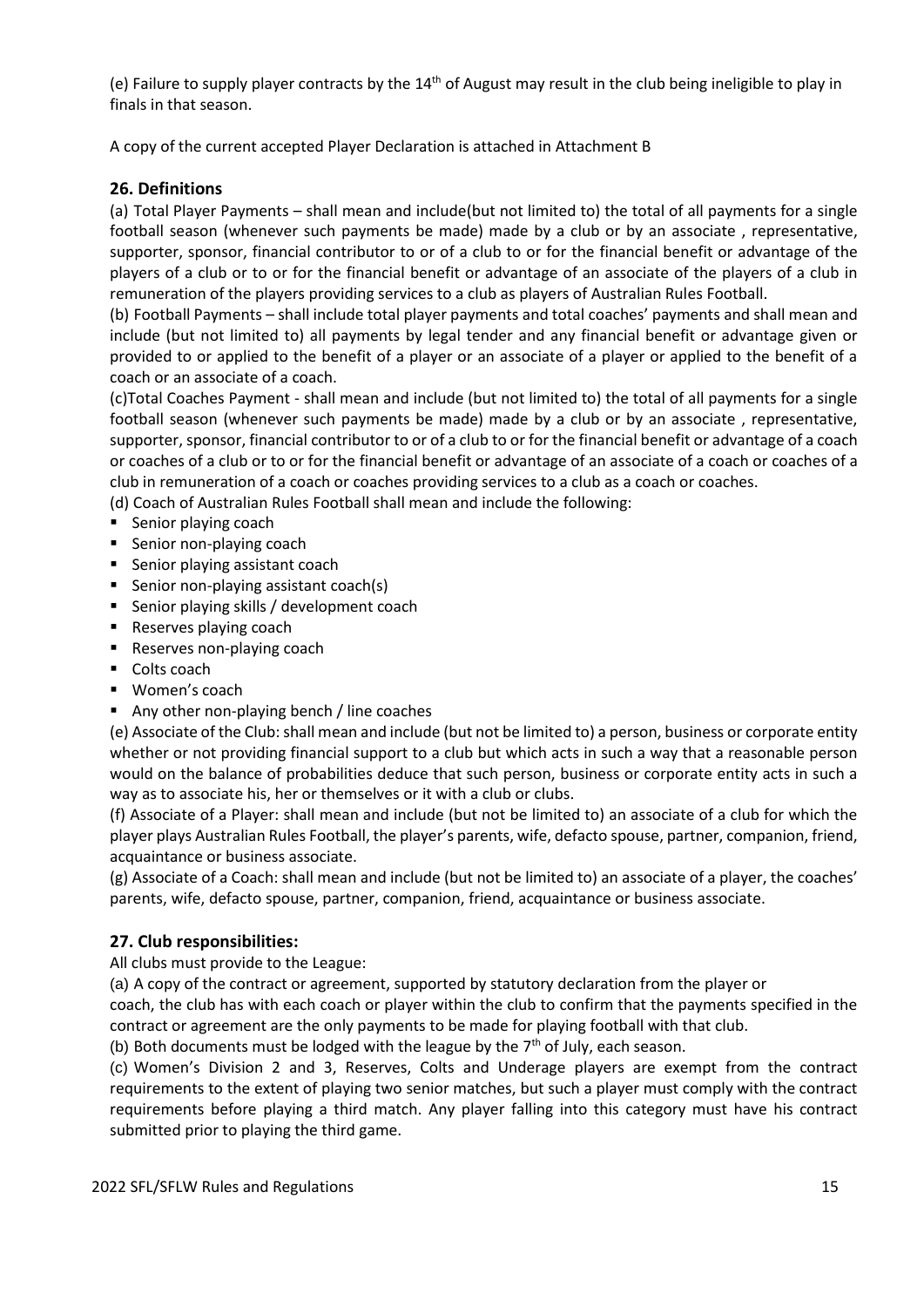(e) Failure to supply player contracts by the 14th of August may result in the club being ineligible to play in finals in that season.

A copy of the current accepted Player Declaration is attached in Attachment B

## 26. Definitions

(a) Total Player Payments – shall mean and include(but not limited to) the total of all payments for a single football season (whenever such payments be made) made by a club or by an associate , representative, supporter, sponsor, financial contributor to or of a club to or for the financial benefit or advantage of the players of a club or to or for the financial benefit or advantage of an associate of the players of a club in remuneration of the players providing services to a club as players of Australian Rules Football.

(b) Football Payments – shall include total player payments and total coaches' payments and shall mean and include (but not limited to) all payments by legal tender and any financial benefit or advantage given or provided to or applied to the benefit of a player or an associate of a player or applied to the benefit of a coach or an associate of a coach.

(c)Total Coaches Payment - shall mean and include (but not limited to) the total of all payments for a single football season (whenever such payments be made) made by a club or by an associate , representative, supporter, sponsor, financial contributor to or of a club to or for the financial benefit or advantage of a coach or coaches of a club or to or for the financial benefit or advantage of an associate of a coach or coaches of a club in remuneration of a coach or coaches providing services to a club as a coach or coaches.

(d) Coach of Australian Rules Football shall mean and include the following:

- Senior playing coach
- Senior non-playing coach
- Senior playing assistant coach
- Senior non-playing assistant coach(s)
- Senior playing skills / development coach
- Reserves playing coach
- Reserves non-playing coach
- Colts coach
- Women's coach
- Any other non-playing bench / line coaches

(e) Associate of the Club: shall mean and include (but not be limited to) a person, business or corporate entity whether or not providing financial support to a club but which acts in such a way that a reasonable person would on the balance of probabilities deduce that such person, business or corporate entity acts in such a way as to associate his, her or themselves or it with a club or clubs.

(f) Associate of a Player: shall mean and include (but not be limited to) an associate of a club for which the player plays Australian Rules Football, the player's parents, wife, defacto spouse, partner, companion, friend, acquaintance or business associate.

(g) Associate of a Coach: shall mean and include (but not be limited to) an associate of a player, the coaches' parents, wife, defacto spouse, partner, companion, friend, acquaintance or business associate.

## 27. Club responsibilities:

All clubs must provide to the League:

(a) A copy of the contract or agreement, supported by statutory declaration from the player or coach, the club has with each coach or player within the club to confirm that the payments specified in the contract or agreement are the only payments to be made for playing football with that club.

(b) Both documents must be lodged with the league by the 7th of July, each season.

(c) Women's Division 2 and 3, Reserves, Colts and Underage players are exempt from the contract requirements to the extent of playing two senior matches, but such a player must comply with the contract requirements before playing a third match. Any player falling into this category must have his contract submitted prior to playing the third game.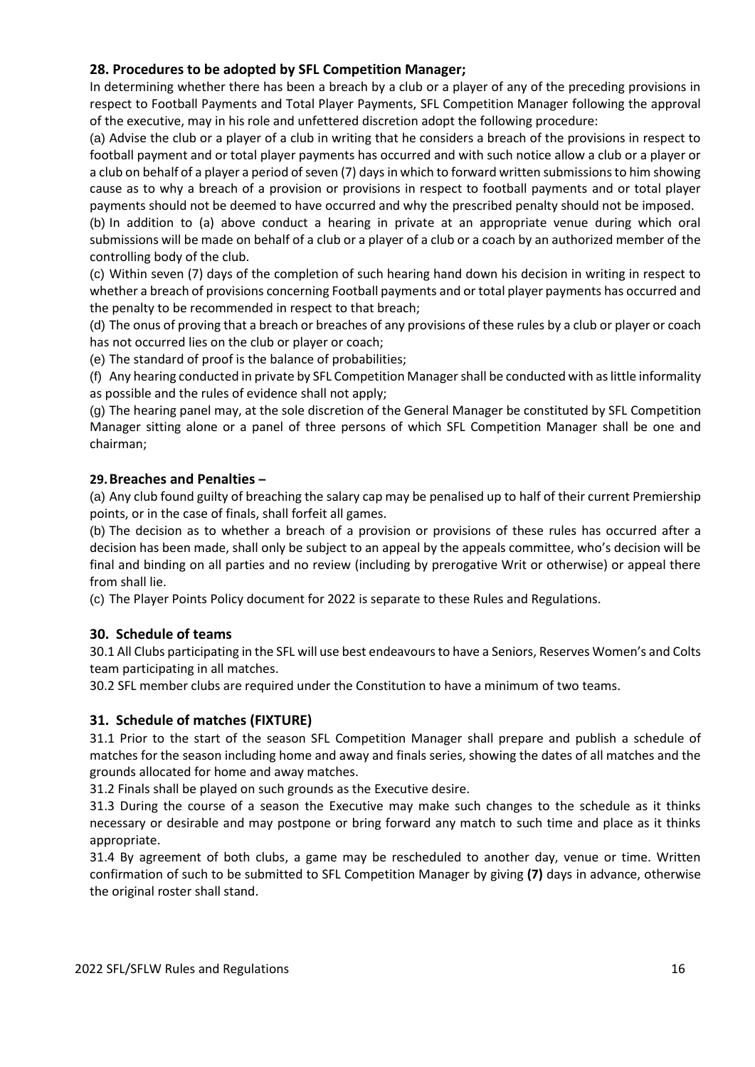## 28. Procedures to be adopted by SFL Competition Manager;

In determining whether there has been a breach by a club or a player of any of the preceding provisions in respect to Football Payments and Total Player Payments, SFL Competition Manager following the approval of the executive, may in his role and unfettered discretion adopt the following procedure:

(a) Advise the club or a player of a club in writing that he considers a breach of the provisions in respect to football payment and or total player payments has occurred and with such notice allow a club or a player or a club on behalf of a player a period of seven (7) days in which to forward written submissions to him showing cause as to why a breach of a provision or provisions in respect to football payments and or total player payments should not be deemed to have occurred and why the prescribed penalty should not be imposed.

(b) In addition to (a) above conduct a hearing in private at an appropriate venue during which oral submissions will be made on behalf of a club or a player of a club or a coach by an authorized member of the controlling body of the club.

(c) Within seven (7) days of the completion of such hearing hand down his decision in writing in respect to whether a breach of provisions concerning Football payments and or total player payments has occurred and the penalty to be recommended in respect to that breach;

(d) The onus of proving that a breach or breaches of any provisions of these rules by a club or player or coach has not occurred lies on the club or player or coach;

(e) The standard of proof is the balance of probabilities;

(f) Any hearing conducted in private by SFL Competition Manager shall be conducted with as little informality as possible and the rules of evidence shall not apply;

(g) The hearing panel may, at the sole discretion of the General Manager be constituted by SFL Competition Manager sitting alone or a panel of three persons of which SFL Competition Manager shall be one and chairman;

## 29. Breaches and Penalties –

(a) Any club found guilty of breaching the salary cap may be penalised up to half of their current Premiership points, or in the case of finals, shall forfeit all games.

(b) The decision as to whether a breach of a provision or provisions of these rules has occurred after a decision has been made, shall only be subject to an appeal by the appeals committee, who's decision will be final and binding on all parties and no review (including by prerogative Writ or otherwise) or appeal there from shall lie.

(c) The Player Points Policy document for 2022 is separate to these Rules and Regulations.

## 30. Schedule of teams

30.1 All Clubs participating in the SFL will use best endeavours to have a Seniors, Reserves Women's and Colts team participating in all matches.

30.2 SFL member clubs are required under the Constitution to have a minimum of two teams.

## 31. Schedule of matches (FIXTURE)

31.1 Prior to the start of the season SFL Competition Manager shall prepare and publish a schedule of matches for the season including home and away and finals series, showing the dates of all matches and the grounds allocated for home and away matches.

31.2 Finals shall be played on such grounds as the Executive desire.

31.3 During the course of a season the Executive may make such changes to the schedule as it thinks necessary or desirable and may postpone or bring forward any match to such time and place as it thinks appropriate.

31.4 By agreement of both clubs, a game may be rescheduled to another day, venue or time. Written confirmation of such to be submitted to SFL Competition Manager by giving **(7)** days in advance, otherwise the original roster shall stand.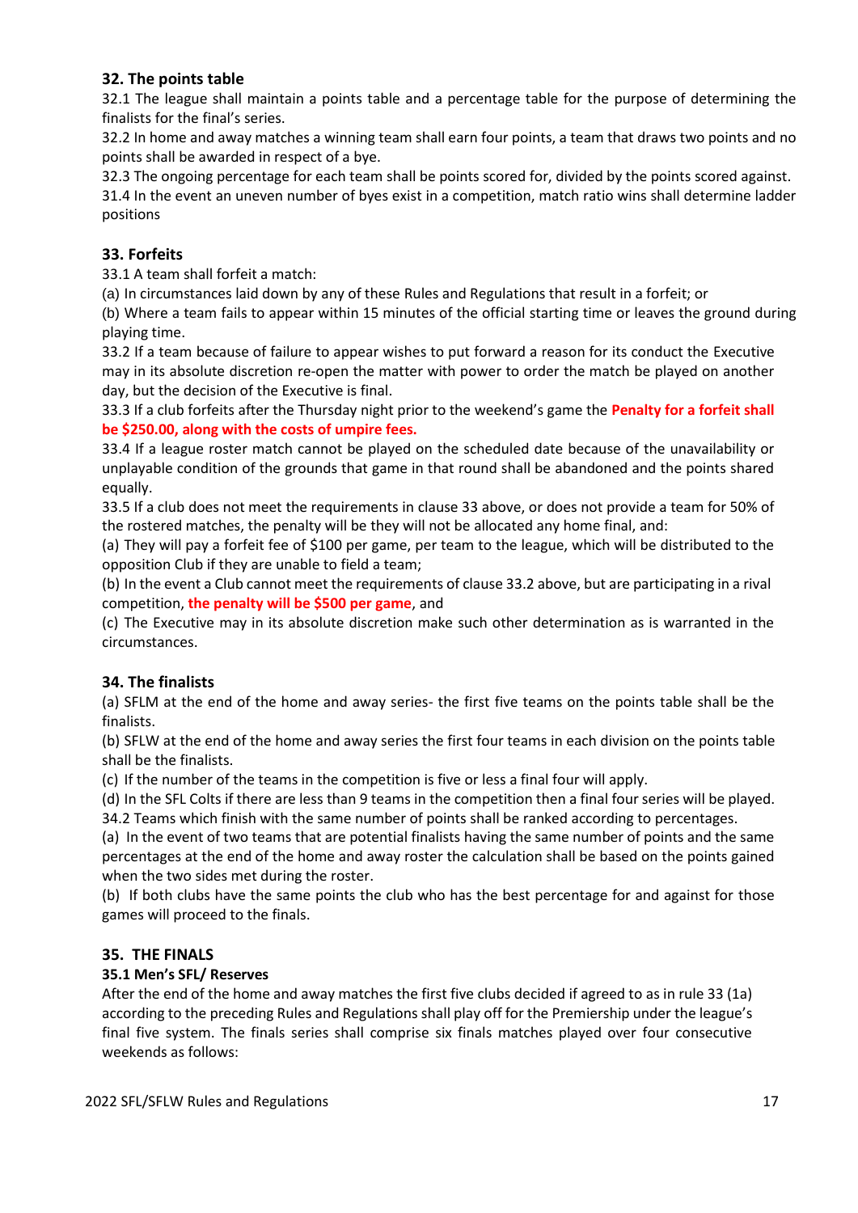## 32. The points table

32.1 The league shall maintain a points table and a percentage table for the purpose of determining the finalists for the final's series.

32.2 In home and away matches a winning team shall earn four points, a team that draws two points and no points shall be awarded in respect of a bye.

32.3 The ongoing percentage for each team shall be points scored for, divided by the points scored against.

31.4 In the event an uneven number of byes exist in a competition, match ratio wins shall determine ladder positions

## 33. Forfeits

33.1 A team shall forfeit a match:

(a) In circumstances laid down by any of these Rules and Regulations that result in a forfeit; or

(b) Where a team fails to appear within 15 minutes of the official starting time or leaves the ground during playing time.

33.2 If a team because of failure to appear wishes to put forward a reason for its conduct the Executive may in its absolute discretion re-open the matter with power to order the match be played on another day, but the decision of the Executive is final.

33.3 If a club forfeits after the Thursday night prior to the weekend's game the **Penalty for a forfeit shall be $250.00, along with the costs of umpire fees.**

33.4 If a league roster match cannot be played on the scheduled date because of the unavailability or unplayable condition of the grounds that game in that round shall be abandoned and the points shared equally.

33.5 If a club does not meet the requirements in clause 33 above, or does not provide a team for 50% of the rostered matches, the penalty will be they will not be allocated any home final, and:

(a) They will pay a forfeit fee of $100 per game, per team to the league, which will be distributed to the opposition Club if they are unable to field a team;

(b) In the event a Club cannot meet the requirements of clause 33.2 above, but are participating in a rival competition, **the penalty will be $500 per game**, and

(c) The Executive may in its absolute discretion make such other determination as is warranted in the circumstances.

## 34. The finalists

(a) SFLM at the end of the home and away series- the first five teams on the points table shall be the finalists.

(b) SFLW at the end of the home and away series the first four teams in each division on the points table shall be the finalists.

(c) If the number of the teams in the competition is five or less a final four will apply.

(d) In the SFL Colts if there are less than 9 teams in the competition then a final four series will be played.

34.2 Teams which finish with the same number of points shall be ranked according to percentages.

(a) In the event of two teams that are potential finalists having the same number of points and the same percentages at the end of the home and away roster the calculation shall be based on the points gained when the two sides met during the roster.

(b) If both clubs have the same points the club who has the best percentage for and against for those games will proceed to the finals.

## 35. THE FINALS

### 35.1 Men's SFL/ Reserves

After the end of the home and away matches the first five clubs decided if agreed to as in rule 33 (1a) according to the preceding Rules and Regulations shall play off for the Premiership under the league's final five system. The finals series shall comprise six finals matches played over four consecutive weekends as follows: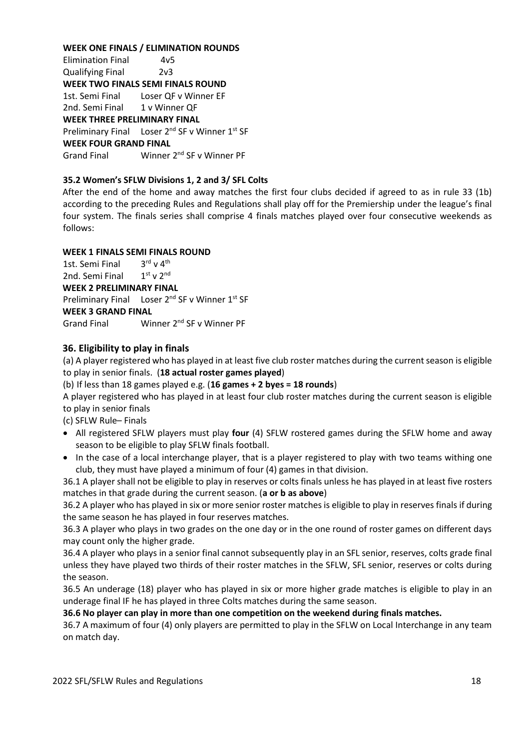**WEEK ONE FINALS / ELIMINATION ROUNDS**

Elimination Final 4v5
Qualifying Final 2v3

**WEEK TWO FINALS SEMI FINALS ROUND**

1st. Semi Final Loser QF v Winner EF
2nd. Semi Final 1 v Winner QF

**WEEK THREE PRELIMINARY FINAL**

Preliminary Final Loser 2nd SF v Winner 1st SF

**WEEK FOUR GRAND FINAL**

Grand Final Winner 2nd SF v Winner PF

**35.2 Women's SFLW Divisions 1, 2 and 3/ SFL Colts**

After the end of the home and away matches the first four clubs decided if agreed to as in rule 33 (1b) according to the preceding Rules and Regulations shall play off for the Premiership under the league's final four system. The finals series shall comprise 4 finals matches played over four consecutive weekends as follows:

**WEEK 1 FINALS SEMI FINALS ROUND**

1st. Semi Final 3rd v 4th
2nd. Semi Final 1st v 2nd

**WEEK 2 PRELIMINARY FINAL**

Preliminary Final Loser 2nd SF v Winner 1st SF

**WEEK 3 GRAND FINAL**

Grand Final Winner 2nd SF v Winner PF

## 36. Eligibility to play in finals

(a) A player registered who has played in at least five club roster matches during the current season is eligible to play in senior finals. (**18 actual roster games played**)

(b) If less than 18 games played e.g. (**16 games + 2 byes = 18 rounds**)

A player registered who has played in at least four club roster matches during the current season is eligible to play in senior finals

(c) SFLW Rule– Finals

- All registered SFLW players must play **four** (4) SFLW rostered games during the SFLW home and away season to be eligible to play SFLW finals football.
- In the case of a local interchange player, that is a player registered to play with two teams withing one club, they must have played a minimum of four (4) games in that division.

36.1 A player shall not be eligible to play in reserves or colts finals unless he has played in at least five rosters matches in that grade during the current season. (**a or b as above**)

36.2 A player who has played in six or more senior roster matches is eligible to play in reserves finals if during the same season he has played in four reserves matches.

36.3 A player who plays in two grades on the one day or in the one round of roster games on different days may count only the higher grade.

36.4 A player who plays in a senior final cannot subsequently play in an SFL senior, reserves, colts grade final unless they have played two thirds of their roster matches in the SFLW, SFL senior, reserves or colts during the season.

36.5 An underage (18) player who has played in six or more higher grade matches is eligible to play in an underage final IF he has played in three Colts matches during the same season.

**36.6 No player can play in more than one competition on the weekend during finals matches.**

36.7 A maximum of four (4) only players are permitted to play in the SFLW on Local Interchange in any team on match day.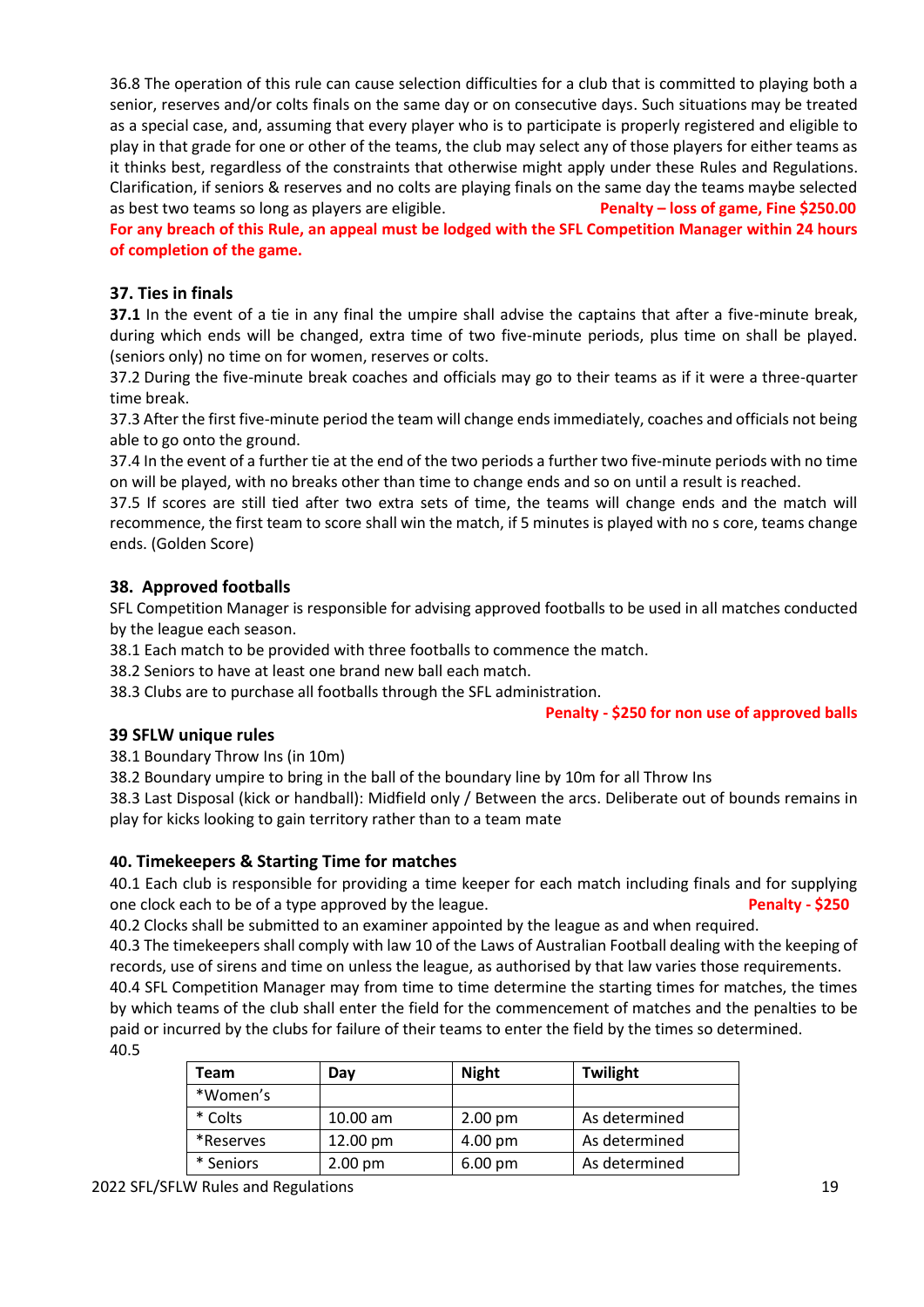36.8 The operation of this rule can cause selection difficulties for a club that is committed to playing both a senior, reserves and/or colts finals on the same day or on consecutive days. Such situations may be treated as a special case, and, assuming that every player who is to participate is properly registered and eligible to play in that grade for one or other of the teams, the club may select any of those players for either teams as it thinks best, regardless of the constraints that otherwise might apply under these Rules and Regulations. Clarification, if seniors & reserves and no colts are playing finals on the same day the teams maybe selected as best two teams so long as players are eligible. **Penalty – loss of game, Fine $250.00**

**For any breach of this Rule, an appeal must be lodged with the SFL Competition Manager within 24 hours of completion of the game.**

## 37. Ties in finals

**37.1** In the event of a tie in any final the umpire shall advise the captains that after a five-minute break, during which ends will be changed, extra time of two five-minute periods, plus time on shall be played. (seniors only) no time on for women, reserves or colts.

37.2 During the five-minute break coaches and officials may go to their teams as if it were a three-quarter time break.

37.3 After the first five-minute period the team will change ends immediately, coaches and officials not being able to go onto the ground.

37.4 In the event of a further tie at the end of the two periods a further two five-minute periods with no time on will be played, with no breaks other than time to change ends and so on until a result is reached.

37.5 If scores are still tied after two extra sets of time, the teams will change ends and the match will recommence, the first team to score shall win the match, if 5 minutes is played with no s core, teams change ends. (Golden Score)

## 38. Approved footballs

SFL Competition Manager is responsible for advising approved footballs to be used in all matches conducted by the league each season.

38.1 Each match to be provided with three footballs to commence the match.

38.2 Seniors to have at least one brand new ball each match.

38.3 Clubs are to purchase all footballs through the SFL administration.

**Penalty - $250 for non use of approved balls**

## 39 SFLW unique rules

38.1 Boundary Throw Ins (in 10m)

38.2 Boundary umpire to bring in the ball of the boundary line by 10m for all Throw Ins

38.3 Last Disposal (kick or handball): Midfield only / Between the arcs. Deliberate out of bounds remains in play for kicks looking to gain territory rather than to a team mate

## 40. Timekeepers & Starting Time for matches

40.1 Each club is responsible for providing a time keeper for each match including finals and for supplying one clock each to be of a type approved by the league. **Penalty - $250**

40.2 Clocks shall be submitted to an examiner appointed by the league as and when required.

40.3 The timekeepers shall comply with law 10 of the Laws of Australian Football dealing with the keeping of records, use of sirens and time on unless the league, as authorised by that law varies those requirements.

40.4 SFL Competition Manager may from time to time determine the starting times for matches, the times by which teams of the club shall enter the field for the commencement of matches and the penalties to be paid or incurred by the clubs for failure of their teams to enter the field by the times so determined.

40.5

| Team | Day | Night | Twilight |
|---|---|---|---|
| *Women's | | | |
| * Colts | 10.00 am | 2.00 pm | As determined |
| *Reserves | 12.00 pm | 4.00 pm | As determined |
| * Seniors | 2.00 pm | 6.00 pm | As determined |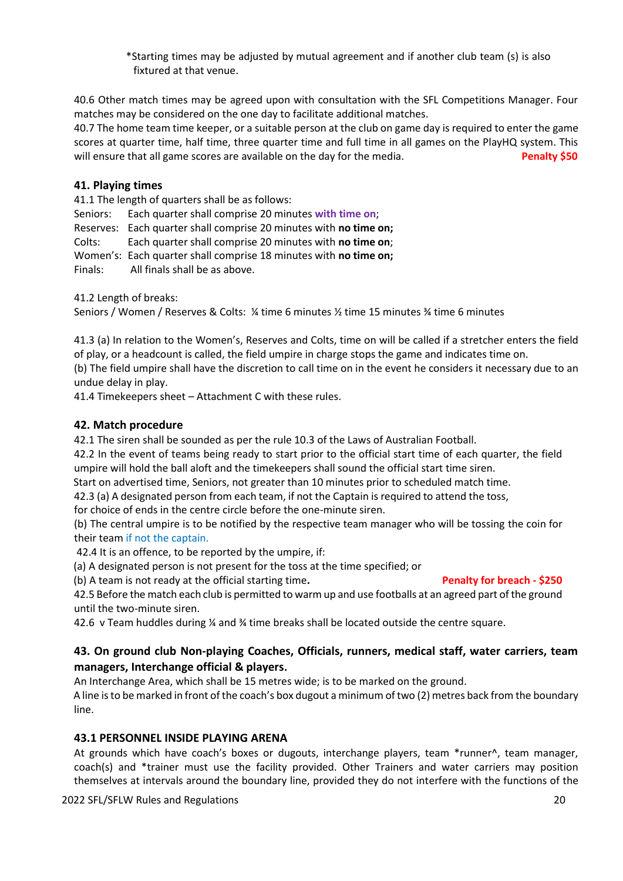*Starting times may be adjusted by mutual agreement and if another club team (s) is also fixtured at that venue.

40.6 Other match times may be agreed upon with consultation with the SFL Competitions Manager. Four matches may be considered on the one day to facilitate additional matches.
40.7 The home team time keeper, or a suitable person at the club on game day is required to enter the game scores at quarter time, half time, three quarter time and full time in all games on the PlayHQ system. This will ensure that all game scores are available on the day for the media. **Penalty $50**

### 41. Playing times

41.1 The length of quarters shall be as follows:
Seniors: Each quarter shall comprise 20 minutes **with time on**;
Reserves: Each quarter shall comprise 20 minutes with **no time on;**
Colts: Each quarter shall comprise 20 minutes with **no time on**;
Women's: Each quarter shall comprise 18 minutes with **no time on;**
Finals: All finals shall be as above.

41.2 Length of breaks:
Seniors / Women / Reserves & Colts: ¼ time 6 minutes ½ time 15 minutes ¾ time 6 minutes

41.3 (a) In relation to the Women's, Reserves and Colts, time on will be called if a stretcher enters the field of play, or a headcount is called, the field umpire in charge stops the game and indicates time on.
(b) The field umpire shall have the discretion to call time on in the event he considers it necessary due to an undue delay in play.
41.4 Timekeepers sheet – Attachment C with these rules.

### 42. Match procedure

42.1 The siren shall be sounded as per the rule 10.3 of the Laws of Australian Football.
42.2 In the event of teams being ready to start prior to the official start time of each quarter, the field umpire will hold the ball aloft and the timekeepers shall sound the official start time siren.
Start on advertised time, Seniors, not greater than 10 minutes prior to scheduled match time.
42.3 (a) A designated person from each team, if not the Captain is required to attend the toss, for choice of ends in the centre circle before the one-minute siren.
(b) The central umpire is to be notified by the respective team manager who will be tossing the coin for their team if not the captain.
42.4 It is an offence, to be reported by the umpire, if:
(a) A designated person is not present for the toss at the time specified; or
(b) A team is not ready at the official starting time**.** **Penalty for breach - $250**
42.5 Before the match each club is permitted to warm up and use footballs at an agreed part of the ground until the two-minute siren.
42.6 v Team huddles during ¼ and ¾ time breaks shall be located outside the centre square.

### 43. On ground club Non-playing Coaches, Officials, runners, medical staff, water carriers, team managers, Interchange official & players.

An Interchange Area, which shall be 15 metres wide; is to be marked on the ground.
A line is to be marked in front of the coach's box dugout a minimum of two (2) metres back from the boundary line.

### 43.1 PERSONNEL INSIDE PLAYING ARENA

At grounds which have coach's boxes or dugouts, interchange players, team *runner^, team manager, coach(s) and *trainer must use the facility provided. Other Trainers and water carriers may position themselves at intervals around the boundary line, provided they do not interfere with the functions of the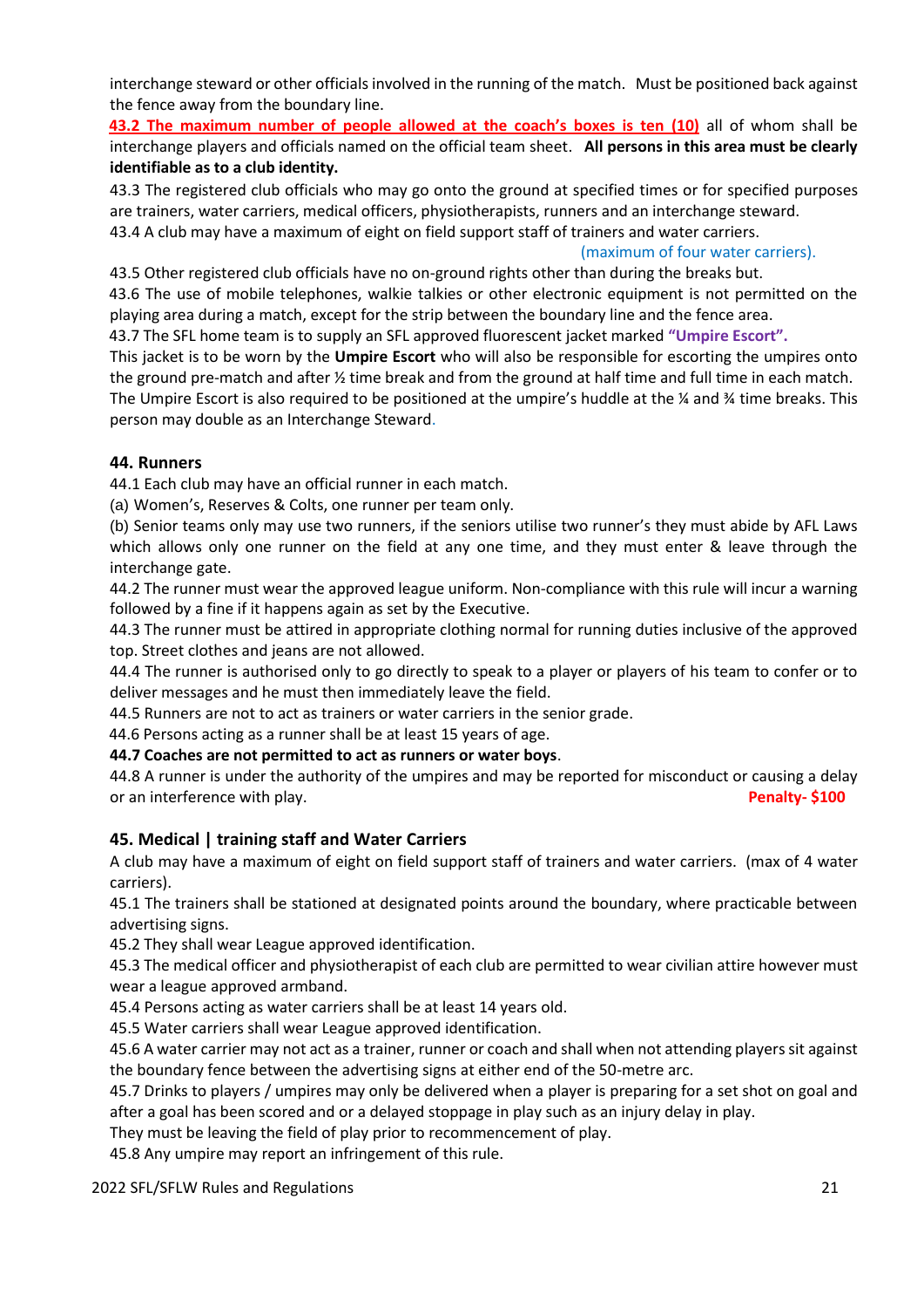interchange steward or other officials involved in the running of the match. Must be positioned back against the fence away from the boundary line.

**43.2 The maximum number of people allowed at the coach's boxes is ten (10)** all of whom shall be interchange players and officials named on the official team sheet. **All persons in this area must be clearly identifiable as to a club identity.**

43.3 The registered club officials who may go onto the ground at specified times or for specified purposes are trainers, water carriers, medical officers, physiotherapists, runners and an interchange steward.

43.4 A club may have a maximum of eight on field support staff of trainers and water carriers. (maximum of four water carriers).

43.5 Other registered club officials have no on-ground rights other than during the breaks but.

43.6 The use of mobile telephones, walkie talkies or other electronic equipment is not permitted on the playing area during a match, except for the strip between the boundary line and the fence area.

43.7 The SFL home team is to supply an SFL approved fluorescent jacket marked **"Umpire Escort".**
This jacket is to be worn by the **Umpire Escort** who will also be responsible for escorting the umpires onto the ground pre-match and after ½ time break and from the ground at half time and full time in each match. The Umpire Escort is also required to be positioned at the umpire's huddle at the ¼ and ¾ time breaks. This person may double as an Interchange Steward.

## 44. Runners

44.1 Each club may have an official runner in each match.

(a) Women's, Reserves & Colts, one runner per team only.

(b) Senior teams only may use two runners, if the seniors utilise two runner's they must abide by AFL Laws which allows only one runner on the field at any one time, and they must enter & leave through the interchange gate.

44.2 The runner must wear the approved league uniform. Non-compliance with this rule will incur a warning followed by a fine if it happens again as set by the Executive.

44.3 The runner must be attired in appropriate clothing normal for running duties inclusive of the approved top. Street clothes and jeans are not allowed.

44.4 The runner is authorised only to go directly to speak to a player or players of his team to confer or to deliver messages and he must then immediately leave the field.

44.5 Runners are not to act as trainers or water carriers in the senior grade.

44.6 Persons acting as a runner shall be at least 15 years of age.

**44.7 Coaches are not permitted to act as runners or water boys**.

44.8 A runner is under the authority of the umpires and may be reported for misconduct or causing a delay or an interference with play. **Penalty- $100**

## 45. Medical | training staff and Water Carriers

A club may have a maximum of eight on field support staff of trainers and water carriers. (max of 4 water carriers).

45.1 The trainers shall be stationed at designated points around the boundary, where practicable between advertising signs.

45.2 They shall wear League approved identification.

45.3 The medical officer and physiotherapist of each club are permitted to wear civilian attire however must wear a league approved armband.

45.4 Persons acting as water carriers shall be at least 14 years old.

45.5 Water carriers shall wear League approved identification.

45.6 A water carrier may not act as a trainer, runner or coach and shall when not attending players sit against the boundary fence between the advertising signs at either end of the 50-metre arc.

45.7 Drinks to players / umpires may only be delivered when a player is preparing for a set shot on goal and after a goal has been scored and or a delayed stoppage in play such as an injury delay in play.
They must be leaving the field of play prior to recommencement of play.

45.8 Any umpire may report an infringement of this rule.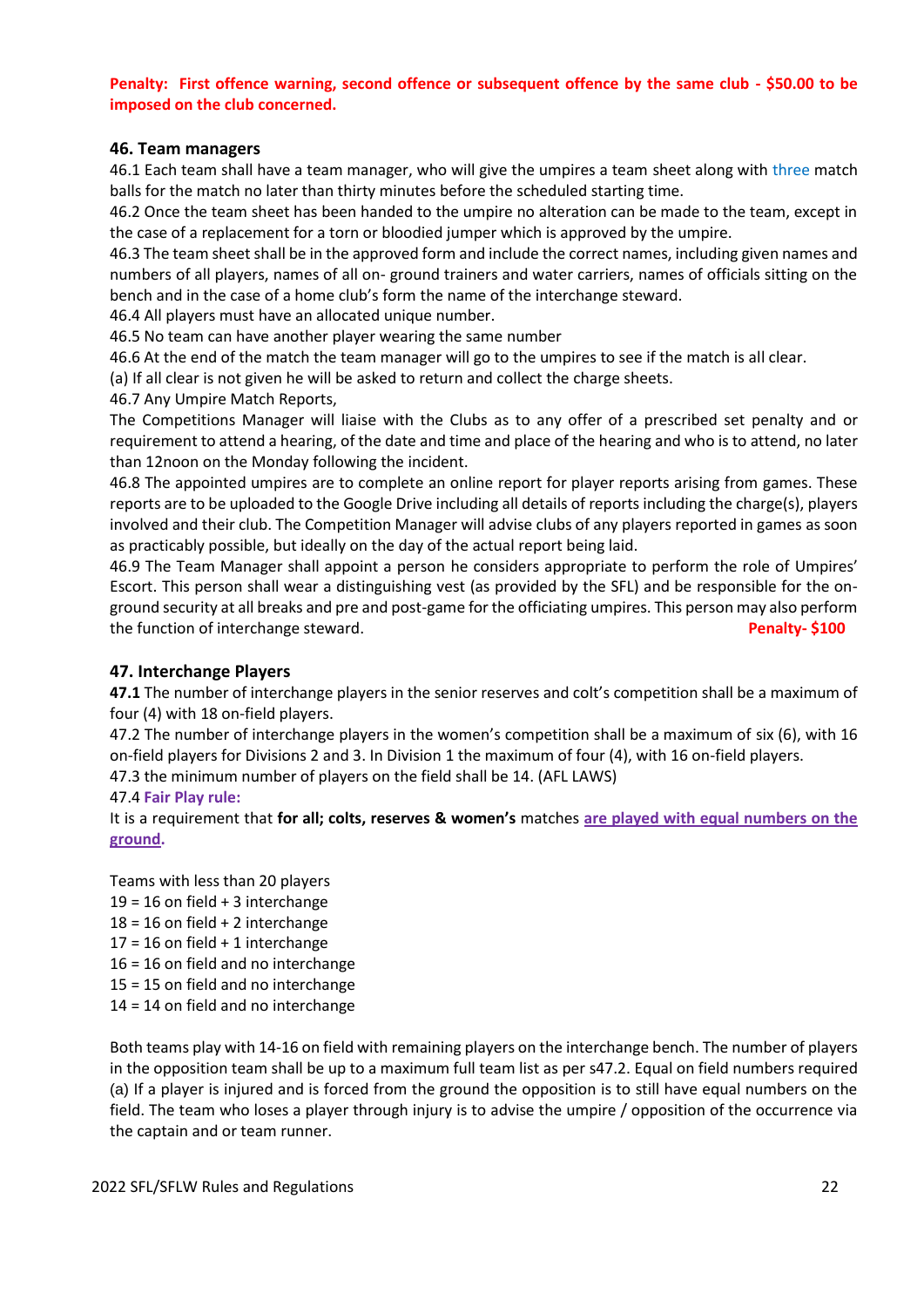**Penalty: First offence warning, second offence or subsequent offence by the same club - $50.00 to be imposed on the club concerned.**

## 46. Team managers

46.1 Each team shall have a team manager, who will give the umpires a team sheet along with three match balls for the match no later than thirty minutes before the scheduled starting time.

46.2 Once the team sheet has been handed to the umpire no alteration can be made to the team, except in the case of a replacement for a torn or bloodied jumper which is approved by the umpire.

46.3 The team sheet shall be in the approved form and include the correct names, including given names and numbers of all players, names of all on- ground trainers and water carriers, names of officials sitting on the bench and in the case of a home club's form the name of the interchange steward.

46.4 All players must have an allocated unique number.

46.5 No team can have another player wearing the same number

46.6 At the end of the match the team manager will go to the umpires to see if the match is all clear.

(a) If all clear is not given he will be asked to return and collect the charge sheets.

46.7 Any Umpire Match Reports,

The Competitions Manager will liaise with the Clubs as to any offer of a prescribed set penalty and or requirement to attend a hearing, of the date and time and place of the hearing and who is to attend, no later than 12noon on the Monday following the incident.

46.8 The appointed umpires are to complete an online report for player reports arising from games. These reports are to be uploaded to the Google Drive including all details of reports including the charge(s), players involved and their club. The Competition Manager will advise clubs of any players reported in games as soon as practicably possible, but ideally on the day of the actual report being laid.

46.9 The Team Manager shall appoint a person he considers appropriate to perform the role of Umpires' Escort. This person shall wear a distinguishing vest (as provided by the SFL) and be responsible for the on-ground security at all breaks and pre and post-game for the officiating umpires. This person may also perform the function of interchange steward. **Penalty- $100**

## 47. Interchange Players

**47.1** The number of interchange players in the senior reserves and colt's competition shall be a maximum of four (4) with 18 on-field players.

47.2 The number of interchange players in the women's competition shall be a maximum of six (6), with 16 on-field players for Divisions 2 and 3. In Division 1 the maximum of four (4), with 16 on-field players.

47.3 the minimum number of players on the field shall be 14. (AFL LAWS)

47.4 **Fair Play rule:**

It is a requirement that **for all; colts, reserves & women's** matches **are played with equal numbers on the ground.**

Teams with less than 20 players

19 = 16 on field + 3 interchange

18 = 16 on field + 2 interchange

17 = 16 on field + 1 interchange

16 = 16 on field and no interchange

15 = 15 on field and no interchange

14 = 14 on field and no interchange

Both teams play with 14-16 on field with remaining players on the interchange bench. The number of players in the opposition team shall be up to a maximum full team list as per s47.2. Equal on field numbers required

(a) If a player is injured and is forced from the ground the opposition is to still have equal numbers on the field. The team who loses a player through injury is to advise the umpire / opposition of the occurrence via the captain and or team runner.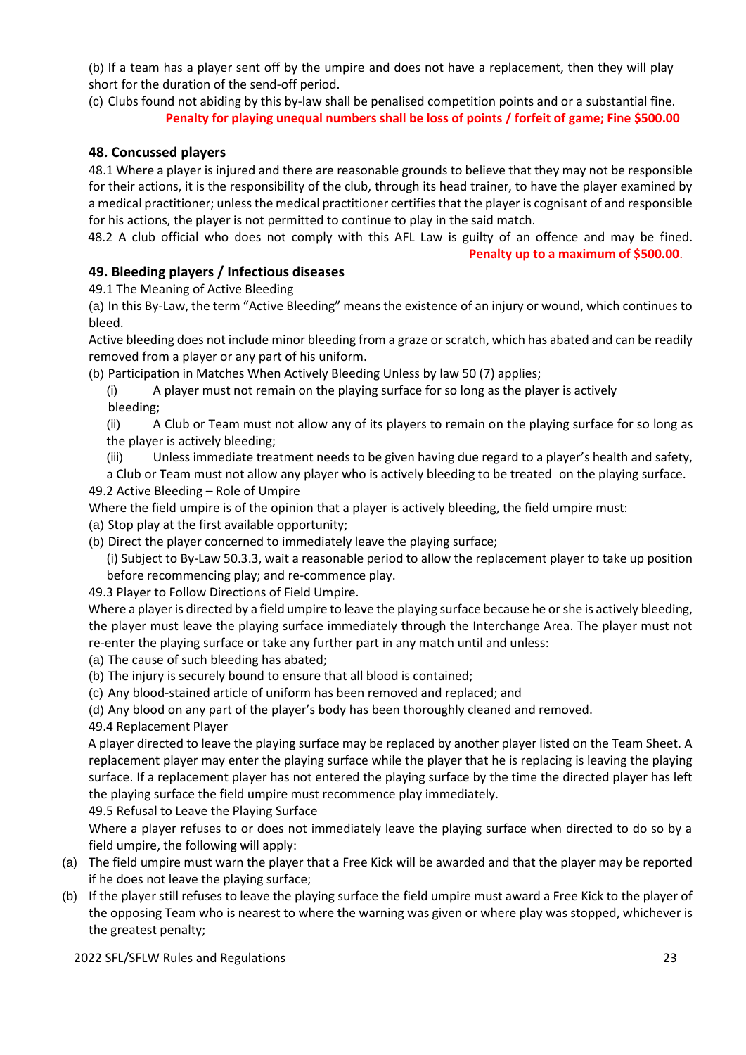(b) If a team has a player sent off by the umpire and does not have a replacement, then they will play short for the duration of the send-off period.

(c) Clubs found not abiding by this by-law shall be penalised competition points and or a substantial fine.

**Penalty for playing unequal numbers shall be loss of points / forfeit of game; Fine $500.00**

### 48. Concussed players

48.1 Where a player is injured and there are reasonable grounds to believe that they may not be responsible for their actions, it is the responsibility of the club, through its head trainer, to have the player examined by a medical practitioner; unless the medical practitioner certifies that the player is cognisant of and responsible for his actions, the player is not permitted to continue to play in the said match.

48.2 A club official who does not comply with this AFL Law is guilty of an offence and may be fined.

**Penalty up to a maximum of $500.00**.

### 49. Bleeding players / Infectious diseases

49.1 The Meaning of Active Bleeding

(a) In this By-Law, the term "Active Bleeding" means the existence of an injury or wound, which continues to bleed.

Active bleeding does not include minor bleeding from a graze or scratch, which has abated and can be readily removed from a player or any part of his uniform.

(b) Participation in Matches When Actively Bleeding Unless by law 50 (7) applies;

(i) A player must not remain on the playing surface for so long as the player is actively bleeding;

(ii) A Club or Team must not allow any of its players to remain on the playing surface for so long as the player is actively bleeding;

(iii) Unless immediate treatment needs to be given having due regard to a player's health and safety, a Club or Team must not allow any player who is actively bleeding to be treated on the playing surface.

49.2 Active Bleeding – Role of Umpire

Where the field umpire is of the opinion that a player is actively bleeding, the field umpire must:

(a) Stop play at the first available opportunity;

(b) Direct the player concerned to immediately leave the playing surface;

(i) Subject to By-Law 50.3.3, wait a reasonable period to allow the replacement player to take up position before recommencing play; and re-commence play.

49.3 Player to Follow Directions of Field Umpire.

Where a player is directed by a field umpire to leave the playing surface because he or she is actively bleeding, the player must leave the playing surface immediately through the Interchange Area. The player must not re-enter the playing surface or take any further part in any match until and unless:

(a) The cause of such bleeding has abated;

(b) The injury is securely bound to ensure that all blood is contained;

(c) Any blood-stained article of uniform has been removed and replaced; and

(d) Any blood on any part of the player's body has been thoroughly cleaned and removed.

49.4 Replacement Player

A player directed to leave the playing surface may be replaced by another player listed on the Team Sheet. A replacement player may enter the playing surface while the player that he is replacing is leaving the playing surface. If a replacement player has not entered the playing surface by the time the directed player has left the playing surface the field umpire must recommence play immediately.

49.5 Refusal to Leave the Playing Surface

Where a player refuses to or does not immediately leave the playing surface when directed to do so by a field umpire, the following will apply:

(a) The field umpire must warn the player that a Free Kick will be awarded and that the player may be reported if he does not leave the playing surface;

(b) If the player still refuses to leave the playing surface the field umpire must award a Free Kick to the player of the opposing Team who is nearest to where the warning was given or where play was stopped, whichever is the greatest penalty;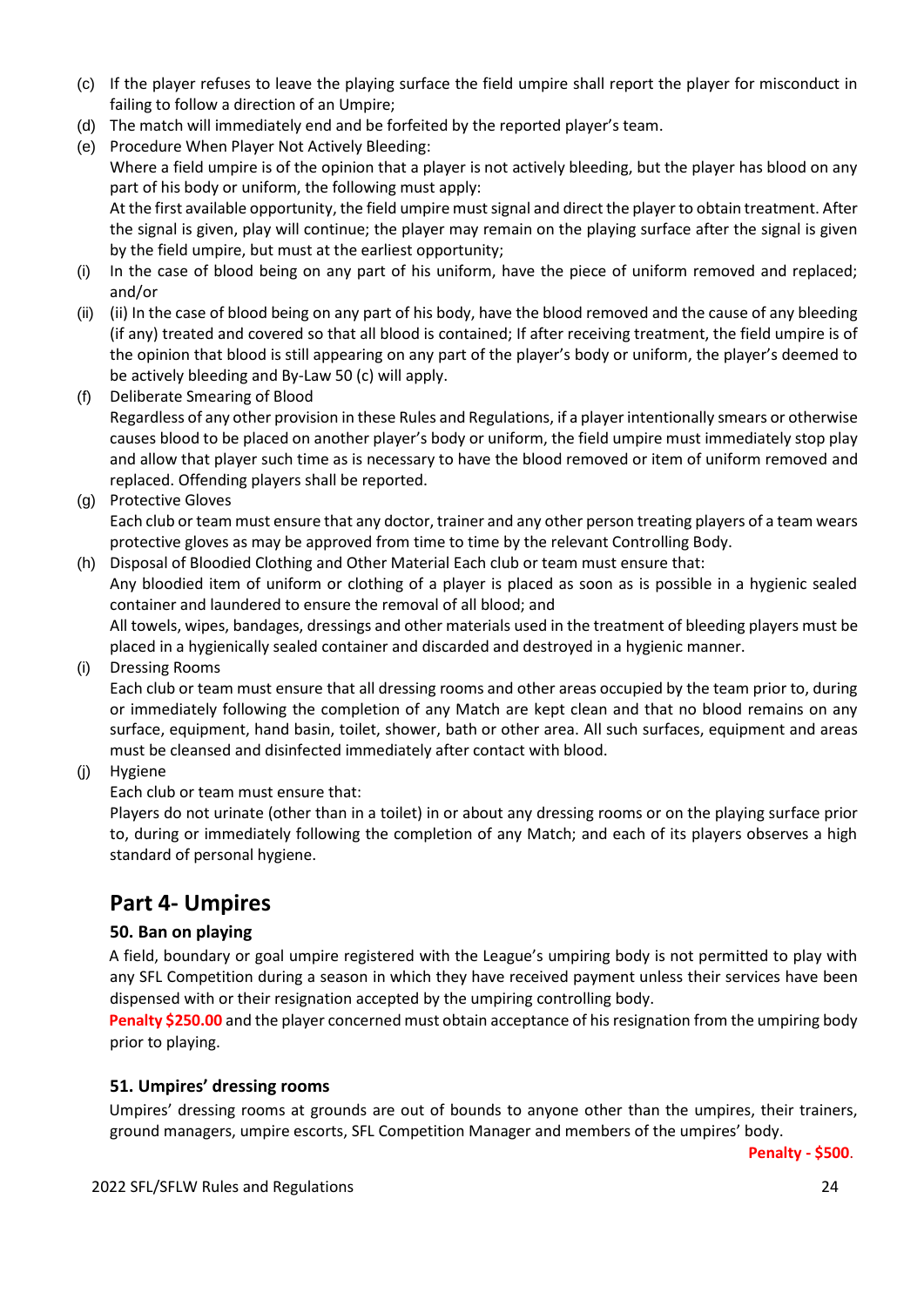(c) If the player refuses to leave the playing surface the field umpire shall report the player for misconduct in failing to follow a direction of an Umpire;

(d) The match will immediately end and be forfeited by the reported player's team.

(e) Procedure When Player Not Actively Bleeding:
Where a field umpire is of the opinion that a player is not actively bleeding, but the player has blood on any part of his body or uniform, the following must apply:
At the first available opportunity, the field umpire must signal and direct the player to obtain treatment. After the signal is given, play will continue; the player may remain on the playing surface after the signal is given by the field umpire, but must at the earliest opportunity;

(i) In the case of blood being on any part of his uniform, have the piece of uniform removed and replaced; and/or

(ii) (ii) In the case of blood being on any part of his body, have the blood removed and the cause of any bleeding (if any) treated and covered so that all blood is contained; If after receiving treatment, the field umpire is of the opinion that blood is still appearing on any part of the player's body or uniform, the player's deemed to be actively bleeding and By-Law 50 (c) will apply.

(f) Deliberate Smearing of Blood
Regardless of any other provision in these Rules and Regulations, if a player intentionally smears or otherwise causes blood to be placed on another player's body or uniform, the field umpire must immediately stop play and allow that player such time as is necessary to have the blood removed or item of uniform removed and replaced. Offending players shall be reported.

(g) Protective Gloves
Each club or team must ensure that any doctor, trainer and any other person treating players of a team wears protective gloves as may be approved from time to time by the relevant Controlling Body.

(h) Disposal of Bloodied Clothing and Other Material Each club or team must ensure that:
Any bloodied item of uniform or clothing of a player is placed as soon as is possible in a hygienic sealed container and laundered to ensure the removal of all blood; and
All towels, wipes, bandages, dressings and other materials used in the treatment of bleeding players must be placed in a hygienically sealed container and discarded and destroyed in a hygienic manner.

(i) Dressing Rooms
Each club or team must ensure that all dressing rooms and other areas occupied by the team prior to, during or immediately following the completion of any Match are kept clean and that no blood remains on any surface, equipment, hand basin, toilet, shower, bath or other area. All such surfaces, equipment and areas must be cleansed and disinfected immediately after contact with blood.

(j) Hygiene
Each club or team must ensure that:
Players do not urinate (other than in a toilet) in or about any dressing rooms or on the playing surface prior to, during or immediately following the completion of any Match; and each of its players observes a high standard of personal hygiene.

## Part 4- Umpires

### 50. Ban on playing

A field, boundary or goal umpire registered with the League's umpiring body is not permitted to play with any SFL Competition during a season in which they have received payment unless their services have been dispensed with or their resignation accepted by the umpiring controlling body.

**Penalty $250.00** and the player concerned must obtain acceptance of his resignation from the umpiring body prior to playing.

### 51. Umpires' dressing rooms

Umpires' dressing rooms at grounds are out of bounds to anyone other than the umpires, their trainers, ground managers, umpire escorts, SFL Competition Manager and members of the umpires' body.

**Penalty - $500**.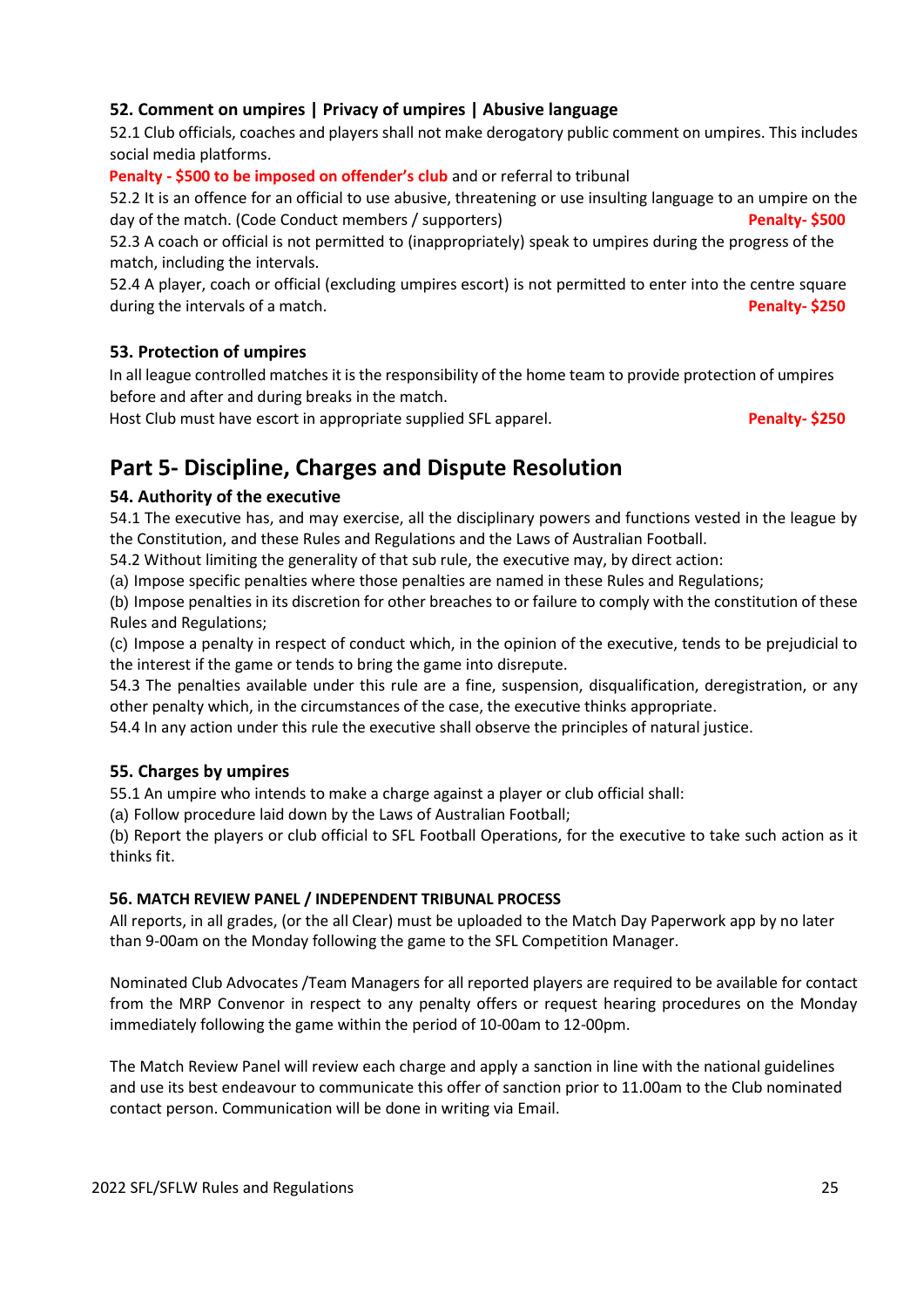### 52. Comment on umpires | Privacy of umpires | Abusive language

52.1 Club officials, coaches and players shall not make derogatory public comment on umpires. This includes social media platforms.

**Penalty - $500 to be imposed on offender's club** and or referral to tribunal

52.2 It is an offence for an official to use abusive, threatening or use insulting language to an umpire on the day of the match. (Code Conduct members / supporters) **Penalty- $500**

52.3 A coach or official is not permitted to (inappropriately) speak to umpires during the progress of the match, including the intervals.

52.4 A player, coach or official (excluding umpires escort) is not permitted to enter into the centre square during the intervals of a match. **Penalty- $250**

### 53. Protection of umpires

In all league controlled matches it is the responsibility of the home team to provide protection of umpires before and after and during breaks in the match.

Host Club must have escort in appropriate supplied SFL apparel. **Penalty- $250**

## Part 5- Discipline, Charges and Dispute Resolution

### 54. Authority of the executive

54.1 The executive has, and may exercise, all the disciplinary powers and functions vested in the league by the Constitution, and these Rules and Regulations and the Laws of Australian Football.

54.2 Without limiting the generality of that sub rule, the executive may, by direct action:

(a) Impose specific penalties where those penalties are named in these Rules and Regulations;

(b) Impose penalties in its discretion for other breaches to or failure to comply with the constitution of these Rules and Regulations;

(c) Impose a penalty in respect of conduct which, in the opinion of the executive, tends to be prejudicial to the interest if the game or tends to bring the game into disrepute.

54.3 The penalties available under this rule are a fine, suspension, disqualification, deregistration, or any other penalty which, in the circumstances of the case, the executive thinks appropriate.

54.4 In any action under this rule the executive shall observe the principles of natural justice.

### 55. Charges by umpires

55.1 An umpire who intends to make a charge against a player or club official shall:

(a) Follow procedure laid down by the Laws of Australian Football;

(b) Report the players or club official to SFL Football Operations, for the executive to take such action as it thinks fit.

### 56. MATCH REVIEW PANEL / INDEPENDENT TRIBUNAL PROCESS

All reports, in all grades, (or the all Clear) must be uploaded to the Match Day Paperwork app by no later than 9-00am on the Monday following the game to the SFL Competition Manager.

Nominated Club Advocates /Team Managers for all reported players are required to be available for contact from the MRP Convenor in respect to any penalty offers or request hearing procedures on the Monday immediately following the game within the period of 10-00am to 12-00pm.

The Match Review Panel will review each charge and apply a sanction in line with the national guidelines and use its best endeavour to communicate this offer of sanction prior to 11.00am to the Club nominated contact person. Communication will be done in writing via Email.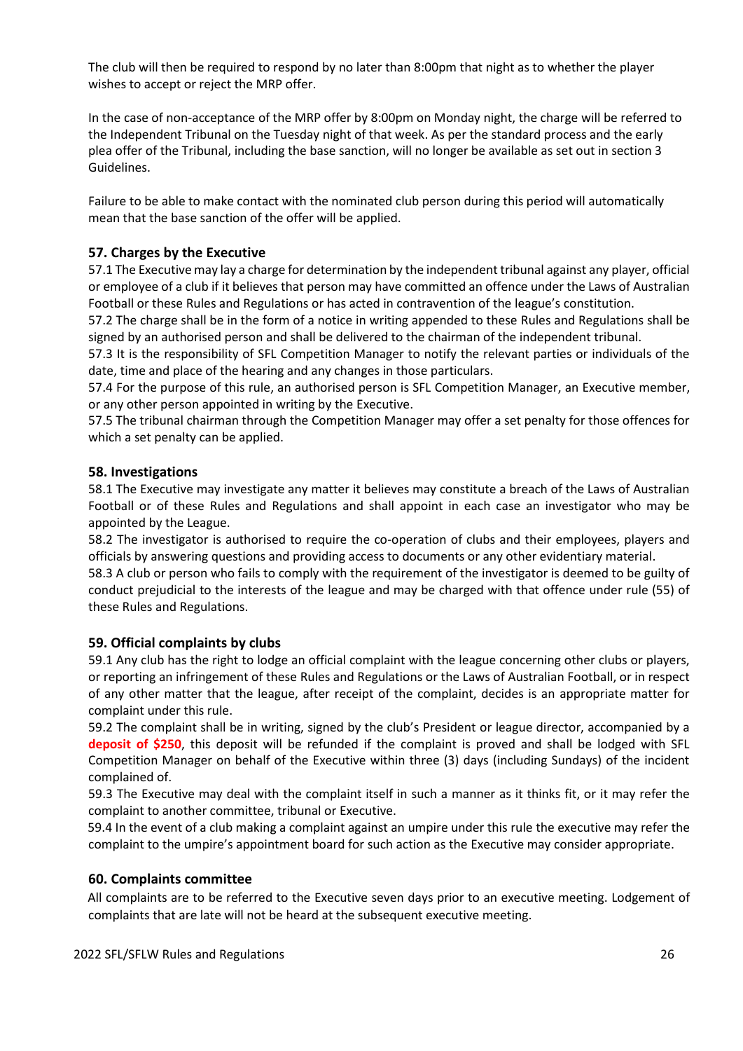The club will then be required to respond by no later than 8:00pm that night as to whether the player wishes to accept or reject the MRP offer.

In the case of non-acceptance of the MRP offer by 8:00pm on Monday night, the charge will be referred to the Independent Tribunal on the Tuesday night of that week. As per the standard process and the early plea offer of the Tribunal, including the base sanction, will no longer be available as set out in section 3 Guidelines.

Failure to be able to make contact with the nominated club person during this period will automatically mean that the base sanction of the offer will be applied.

### 57. Charges by the Executive

57.1 The Executive may lay a charge for determination by the independent tribunal against any player, official or employee of a club if it believes that person may have committed an offence under the Laws of Australian Football or these Rules and Regulations or has acted in contravention of the league's constitution.

57.2 The charge shall be in the form of a notice in writing appended to these Rules and Regulations shall be signed by an authorised person and shall be delivered to the chairman of the independent tribunal.

57.3 It is the responsibility of SFL Competition Manager to notify the relevant parties or individuals of the date, time and place of the hearing and any changes in those particulars.

57.4 For the purpose of this rule, an authorised person is SFL Competition Manager, an Executive member, or any other person appointed in writing by the Executive.

57.5 The tribunal chairman through the Competition Manager may offer a set penalty for those offences for which a set penalty can be applied.

### 58. Investigations

58.1 The Executive may investigate any matter it believes may constitute a breach of the Laws of Australian Football or of these Rules and Regulations and shall appoint in each case an investigator who may be appointed by the League.

58.2 The investigator is authorised to require the co-operation of clubs and their employees, players and officials by answering questions and providing access to documents or any other evidentiary material.

58.3 A club or person who fails to comply with the requirement of the investigator is deemed to be guilty of conduct prejudicial to the interests of the league and may be charged with that offence under rule (55) of these Rules and Regulations.

### 59. Official complaints by clubs

59.1 Any club has the right to lodge an official complaint with the league concerning other clubs or players, or reporting an infringement of these Rules and Regulations or the Laws of Australian Football, or in respect of any other matter that the league, after receipt of the complaint, decides is an appropriate matter for complaint under this rule.

59.2 The complaint shall be in writing, signed by the club's President or league director, accompanied by a **deposit of $250**, this deposit will be refunded if the complaint is proved and shall be lodged with SFL Competition Manager on behalf of the Executive within three (3) days (including Sundays) of the incident complained of.

59.3 The Executive may deal with the complaint itself in such a manner as it thinks fit, or it may refer the complaint to another committee, tribunal or Executive.

59.4 In the event of a club making a complaint against an umpire under this rule the executive may refer the complaint to the umpire's appointment board for such action as the Executive may consider appropriate.

### 60. Complaints committee

All complaints are to be referred to the Executive seven days prior to an executive meeting. Lodgement of complaints that are late will not be heard at the subsequent executive meeting.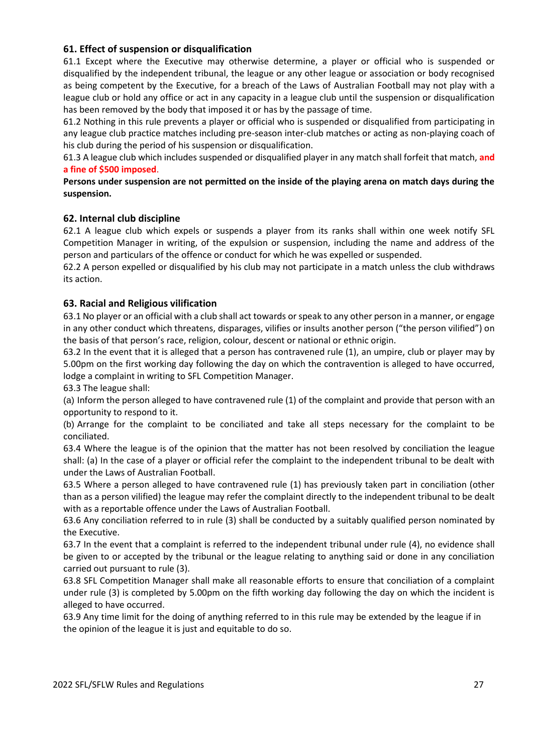### 61. Effect of suspension or disqualification

61.1 Except where the Executive may otherwise determine, a player or official who is suspended or disqualified by the independent tribunal, the league or any other league or association or body recognised as being competent by the Executive, for a breach of the Laws of Australian Football may not play with a league club or hold any office or act in any capacity in a league club until the suspension or disqualification has been removed by the body that imposed it or has by the passage of time.

61.2 Nothing in this rule prevents a player or official who is suspended or disqualified from participating in any league club practice matches including pre-season inter-club matches or acting as non-playing coach of his club during the period of his suspension or disqualification.

61.3 A league club which includes suspended or disqualified player in any match shall forfeit that match, **and a fine of $500 imposed**.

**Persons under suspension are not permitted on the inside of the playing arena on match days during the suspension.**

### 62. Internal club discipline

62.1 A league club which expels or suspends a player from its ranks shall within one week notify SFL Competition Manager in writing, of the expulsion or suspension, including the name and address of the person and particulars of the offence or conduct for which he was expelled or suspended.

62.2 A person expelled or disqualified by his club may not participate in a match unless the club withdraws its action.

### 63. Racial and Religious vilification

63.1 No player or an official with a club shall act towards or speak to any other person in a manner, or engage in any other conduct which threatens, disparages, vilifies or insults another person ("the person vilified") on the basis of that person's race, religion, colour, descent or national or ethnic origin.

63.2 In the event that it is alleged that a person has contravened rule (1), an umpire, club or player may by 5.00pm on the first working day following the day on which the contravention is alleged to have occurred, lodge a complaint in writing to SFL Competition Manager.

63.3 The league shall:

(a) Inform the person alleged to have contravened rule (1) of the complaint and provide that person with an opportunity to respond to it.

(b) Arrange for the complaint to be conciliated and take all steps necessary for the complaint to be conciliated.

63.4 Where the league is of the opinion that the matter has not been resolved by conciliation the league shall: (a) In the case of a player or official refer the complaint to the independent tribunal to be dealt with under the Laws of Australian Football.

63.5 Where a person alleged to have contravened rule (1) has previously taken part in conciliation (other than as a person vilified) the league may refer the complaint directly to the independent tribunal to be dealt with as a reportable offence under the Laws of Australian Football.

63.6 Any conciliation referred to in rule (3) shall be conducted by a suitably qualified person nominated by the Executive.

63.7 In the event that a complaint is referred to the independent tribunal under rule (4), no evidence shall be given to or accepted by the tribunal or the league relating to anything said or done in any conciliation carried out pursuant to rule (3).

63.8 SFL Competition Manager shall make all reasonable efforts to ensure that conciliation of a complaint under rule (3) is completed by 5.00pm on the fifth working day following the day on which the incident is alleged to have occurred.

63.9 Any time limit for the doing of anything referred to in this rule may be extended by the league if in the opinion of the league it is just and equitable to do so.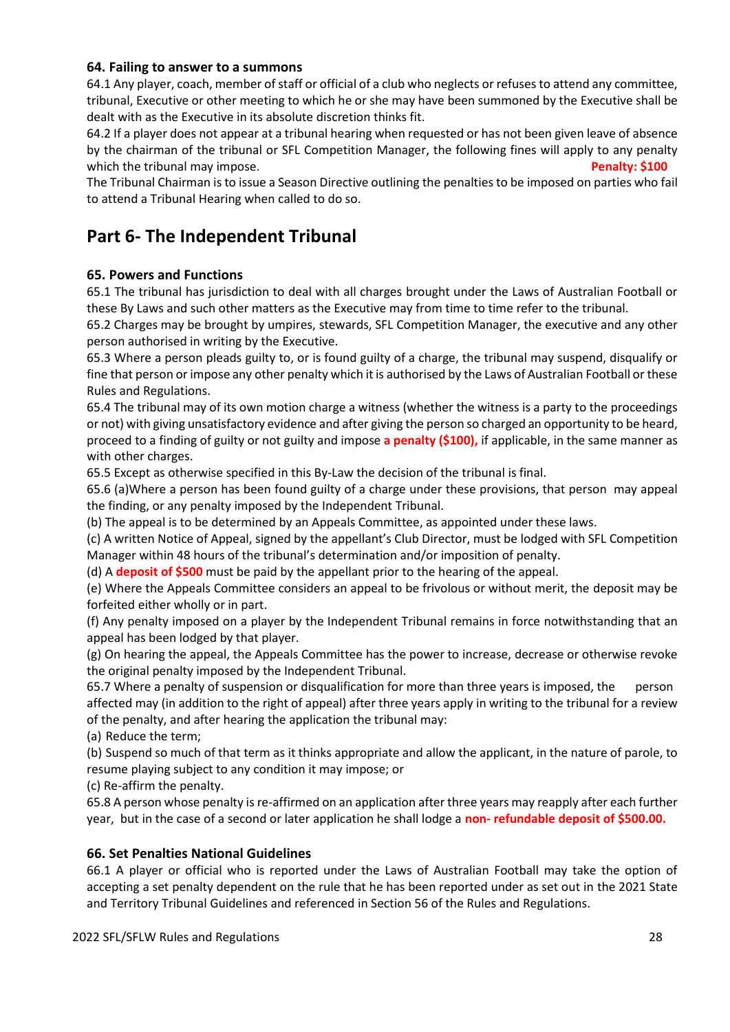### 64. Failing to answer to a summons

64.1 Any player, coach, member of staff or official of a club who neglects or refuses to attend any committee, tribunal, Executive or other meeting to which he or she may have been summoned by the Executive shall be dealt with as the Executive in its absolute discretion thinks fit.

64.2 If a player does not appear at a tribunal hearing when requested or has not been given leave of absence by the chairman of the tribunal or SFL Competition Manager, the following fines will apply to any penalty which the tribunal may impose. **Penalty: $100**

The Tribunal Chairman is to issue a Season Directive outlining the penalties to be imposed on parties who fail to attend a Tribunal Hearing when called to do so.

## Part 6- The Independent Tribunal

### 65. Powers and Functions

65.1 The tribunal has jurisdiction to deal with all charges brought under the Laws of Australian Football or these By Laws and such other matters as the Executive may from time to time refer to the tribunal.

65.2 Charges may be brought by umpires, stewards, SFL Competition Manager, the executive and any other person authorised in writing by the Executive.

65.3 Where a person pleads guilty to, or is found guilty of a charge, the tribunal may suspend, disqualify or fine that person or impose any other penalty which it is authorised by the Laws of Australian Football or these Rules and Regulations.

65.4 The tribunal may of its own motion charge a witness (whether the witness is a party to the proceedings or not) with giving unsatisfactory evidence and after giving the person so charged an opportunity to be heard, proceed to a finding of guilty or not guilty and impose **a penalty ($100),** if applicable, in the same manner as with other charges.

65.5 Except as otherwise specified in this By-Law the decision of the tribunal is final.

65.6 (a)Where a person has been found guilty of a charge under these provisions, that person may appeal the finding, or any penalty imposed by the Independent Tribunal.

(b) The appeal is to be determined by an Appeals Committee, as appointed under these laws.

(c) A written Notice of Appeal, signed by the appellant's Club Director, must be lodged with SFL Competition Manager within 48 hours of the tribunal's determination and/or imposition of penalty.

(d) A **deposit of $500** must be paid by the appellant prior to the hearing of the appeal.

(e) Where the Appeals Committee considers an appeal to be frivolous or without merit, the deposit may be forfeited either wholly or in part.

(f) Any penalty imposed on a player by the Independent Tribunal remains in force notwithstanding that an appeal has been lodged by that player.

(g) On hearing the appeal, the Appeals Committee has the power to increase, decrease or otherwise revoke the original penalty imposed by the Independent Tribunal.

65.7 Where a penalty of suspension or disqualification for more than three years is imposed, the person affected may (in addition to the right of appeal) after three years apply in writing to the tribunal for a review of the penalty, and after hearing the application the tribunal may:

(a) Reduce the term;

(b) Suspend so much of that term as it thinks appropriate and allow the applicant, in the nature of parole, to resume playing subject to any condition it may impose; or

(c) Re-affirm the penalty.

65.8 A person whose penalty is re-affirmed on an application after three years may reapply after each further year, but in the case of a second or later application he shall lodge a **non- refundable deposit of $500.00.**

### 66. Set Penalties National Guidelines

66.1 A player or official who is reported under the Laws of Australian Football may take the option of accepting a set penalty dependent on the rule that he has been reported under as set out in the 2021 State and Territory Tribunal Guidelines and referenced in Section 56 of the Rules and Regulations.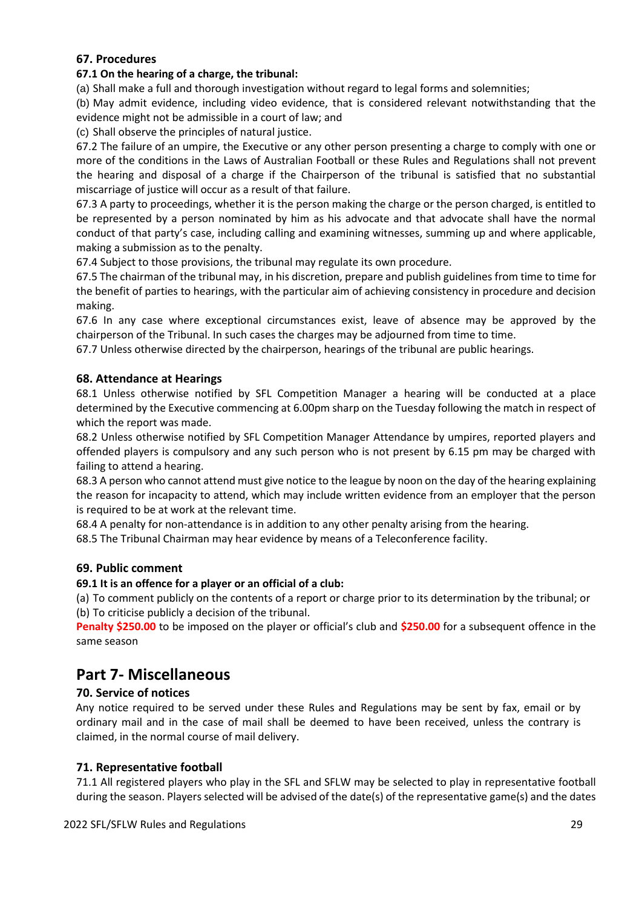### 67. Procedures

**67.1 On the hearing of a charge, the tribunal:**

(a) Shall make a full and thorough investigation without regard to legal forms and solemnities;

(b) May admit evidence, including video evidence, that is considered relevant notwithstanding that the evidence might not be admissible in a court of law; and

(c) Shall observe the principles of natural justice.

67.2 The failure of an umpire, the Executive or any other person presenting a charge to comply with one or more of the conditions in the Laws of Australian Football or these Rules and Regulations shall not prevent the hearing and disposal of a charge if the Chairperson of the tribunal is satisfied that no substantial miscarriage of justice will occur as a result of that failure.

67.3 A party to proceedings, whether it is the person making the charge or the person charged, is entitled to be represented by a person nominated by him as his advocate and that advocate shall have the normal conduct of that party's case, including calling and examining witnesses, summing up and where applicable, making a submission as to the penalty.

67.4 Subject to those provisions, the tribunal may regulate its own procedure.

67.5 The chairman of the tribunal may, in his discretion, prepare and publish guidelines from time to time for the benefit of parties to hearings, with the particular aim of achieving consistency in procedure and decision making.

67.6 In any case where exceptional circumstances exist, leave of absence may be approved by the chairperson of the Tribunal. In such cases the charges may be adjourned from time to time.

67.7 Unless otherwise directed by the chairperson, hearings of the tribunal are public hearings.

### 68. Attendance at Hearings

68.1 Unless otherwise notified by SFL Competition Manager a hearing will be conducted at a place determined by the Executive commencing at 6.00pm sharp on the Tuesday following the match in respect of which the report was made.

68.2 Unless otherwise notified by SFL Competition Manager Attendance by umpires, reported players and offended players is compulsory and any such person who is not present by 6.15 pm may be charged with failing to attend a hearing.

68.3 A person who cannot attend must give notice to the league by noon on the day of the hearing explaining the reason for incapacity to attend, which may include written evidence from an employer that the person is required to be at work at the relevant time.

68.4 A penalty for non-attendance is in addition to any other penalty arising from the hearing.

68.5 The Tribunal Chairman may hear evidence by means of a Teleconference facility.

### 69. Public comment

**69.1 It is an offence for a player or an official of a club:**

(a) To comment publicly on the contents of a report or charge prior to its determination by the tribunal; or

(b) To criticise publicly a decision of the tribunal.

**Penalty $250.00** to be imposed on the player or official's club and **$250.00** for a subsequent offence in the same season

## Part 7- Miscellaneous

### 70. Service of notices

Any notice required to be served under these Rules and Regulations may be sent by fax, email or by ordinary mail and in the case of mail shall be deemed to have been received, unless the contrary is claimed, in the normal course of mail delivery.

### 71. Representative football

71.1 All registered players who play in the SFL and SFLW may be selected to play in representative football during the season. Players selected will be advised of the date(s) of the representative game(s) and the dates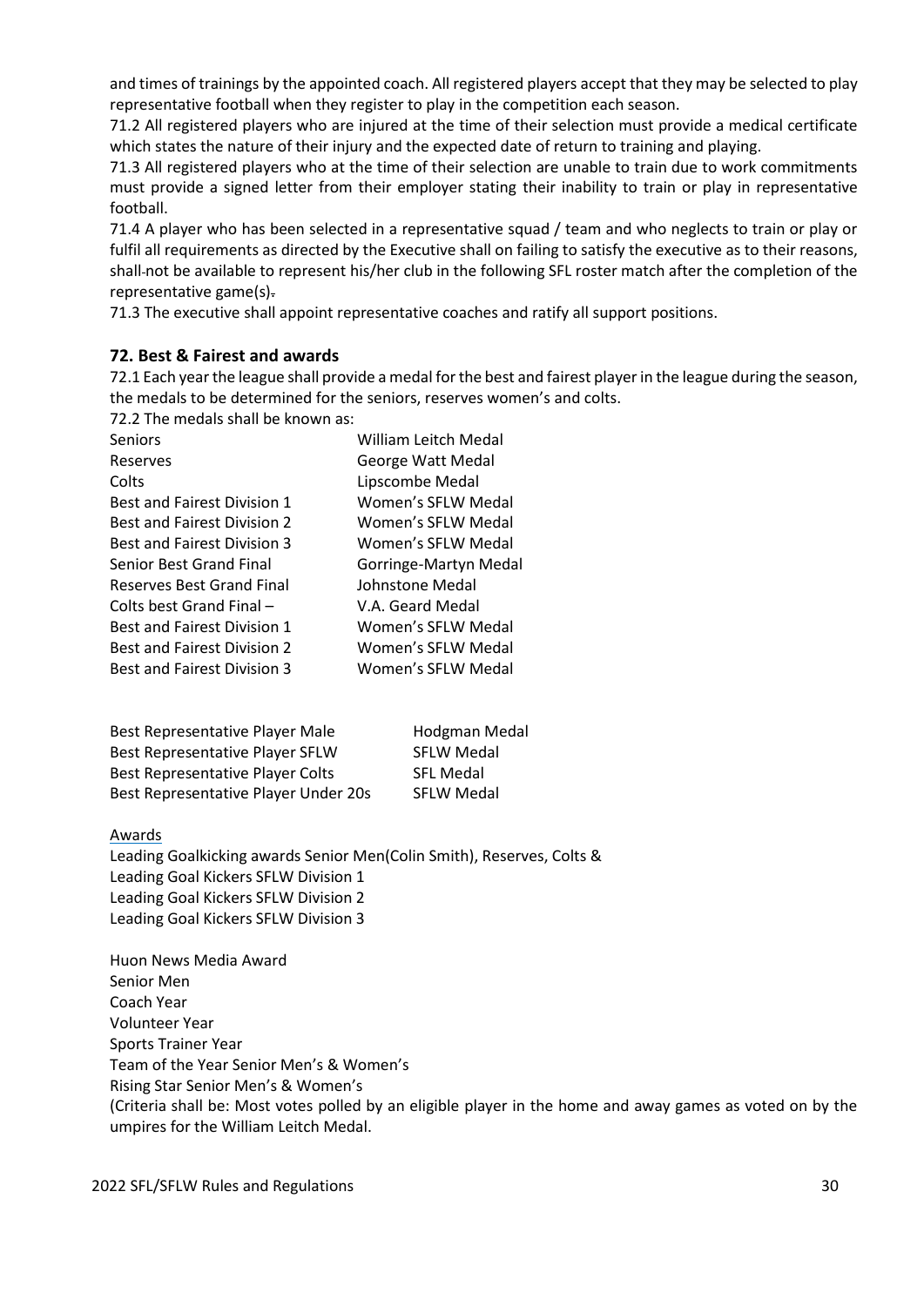and times of trainings by the appointed coach. All registered players accept that they may be selected to play representative football when they register to play in the competition each season.

71.2 All registered players who are injured at the time of their selection must provide a medical certificate which states the nature of their injury and the expected date of return to training and playing.

71.3 All registered players who at the time of their selection are unable to train due to work commitments must provide a signed letter from their employer stating their inability to train or play in representative football.

71.4 A player who has been selected in a representative squad / team and who neglects to train or play or fulfil all requirements as directed by the Executive shall on failing to satisfy the executive as to their reasons, shall not be available to represent his/her club in the following SFL roster match after the completion of the representative game(s).

71.3 The executive shall appoint representative coaches and ratify all support positions.

## 72. Best & Fairest and awards

72.1 Each year the league shall provide a medal for the best and fairest player in the league during the season, the medals to be determined for the seniors, reserves women's and colts.

72.2 The medals shall be known as:

| | |
|---|---|
| Seniors | William Leitch Medal |
| Reserves | George Watt Medal |
| Colts | Lipscombe Medal |
| Best and Fairest Division 1 | Women's SFLW Medal |
| Best and Fairest Division 2 | Women's SFLW Medal |
| Best and Fairest Division 3 | Women's SFLW Medal |
| Senior Best Grand Final | Gorringe-Martyn Medal |
| Reserves Best Grand Final | Johnstone Medal |
| Colts best Grand Final – | V.A. Geard Medal |
| Best and Fairest Division 1 | Women's SFLW Medal |
| Best and Fairest Division 2 | Women's SFLW Medal |
| Best and Fairest Division 3 | Women's SFLW Medal |

| | |
|---|---|
| Best Representative Player Male | Hodgman Medal |
| Best Representative Player SFLW | SFLW Medal |
| Best Representative Player Colts | SFL Medal |
| Best Representative Player Under 20s | SFLW Medal |

Awards

Leading Goalkicking awards Senior Men(Colin Smith), Reserves, Colts &
Leading Goal Kickers SFLW Division 1
Leading Goal Kickers SFLW Division 2
Leading Goal Kickers SFLW Division 3

Huon News Media Award
Senior Men
Coach Year
Volunteer Year
Sports Trainer Year
Team of the Year Senior Men's & Women's
Rising Star Senior Men's & Women's
(Criteria shall be: Most votes polled by an eligible player in the home and away games as voted on by the umpires for the William Leitch Medal.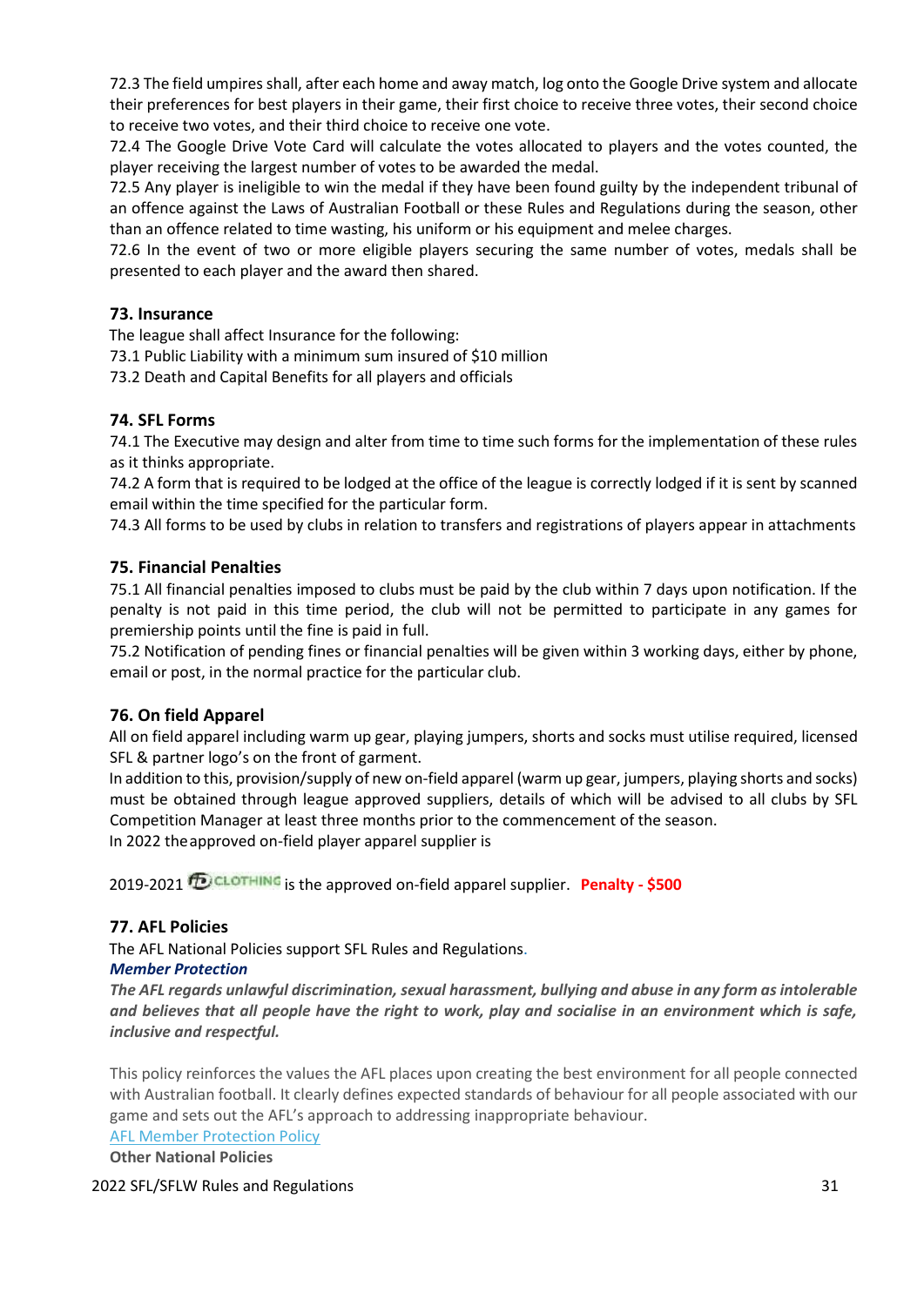72.3 The field umpires shall, after each home and away match, log onto the Google Drive system and allocate their preferences for best players in their game, their first choice to receive three votes, their second choice to receive two votes, and their third choice to receive one vote.

72.4 The Google Drive Vote Card will calculate the votes allocated to players and the votes counted, the player receiving the largest number of votes to be awarded the medal.

72.5 Any player is ineligible to win the medal if they have been found guilty by the independent tribunal of an offence against the Laws of Australian Football or these Rules and Regulations during the season, other than an offence related to time wasting, his uniform or his equipment and melee charges.

72.6 In the event of two or more eligible players securing the same number of votes, medals shall be presented to each player and the award then shared.

### 73. Insurance

The league shall affect Insurance for the following:

73.1 Public Liability with a minimum sum insured of $10 million

73.2 Death and Capital Benefits for all players and officials

### 74. SFL Forms

74.1 The Executive may design and alter from time to time such forms for the implementation of these rules as it thinks appropriate.

74.2 A form that is required to be lodged at the office of the league is correctly lodged if it is sent by scanned email within the time specified for the particular form.

74.3 All forms to be used by clubs in relation to transfers and registrations of players appear in attachments

### 75. Financial Penalties

75.1 All financial penalties imposed to clubs must be paid by the club within 7 days upon notification. If the penalty is not paid in this time period, the club will not be permitted to participate in any games for premiership points until the fine is paid in full.

75.2 Notification of pending fines or financial penalties will be given within 3 working days, either by phone, email or post, in the normal practice for the particular club.

### 76. On field Apparel

All on field apparel including warm up gear, playing jumpers, shorts and socks must utilise required, licensed SFL & partner logo's on the front of garment.

In addition to this, provision/supply of new on-field apparel (warm up gear, jumpers, playing shorts and socks) must be obtained through league approved suppliers, details of which will be advised to all clubs by SFL Competition Manager at least three months prior to the commencement of the season.

In 2022 the approved on-field player apparel supplier is

2019-2021 FD CLOTHING is the approved on-field apparel supplier. **Penalty - $500**

### 77. AFL Policies

The AFL National Policies support SFL Rules and Regulations.

***Member Protection***

***The AFL regards unlawful discrimination, sexual harassment, bullying and abuse in any form as intolerable and believes that all people have the right to work, play and socialise in an environment which is safe, inclusive and respectful.***

This policy reinforces the values the AFL places upon creating the best environment for all people connected with Australian football. It clearly defines expected standards of behaviour for all people associated with our game and sets out the AFL's approach to addressing inappropriate behaviour.

AFL Member Protection Policy

**Other National Policies**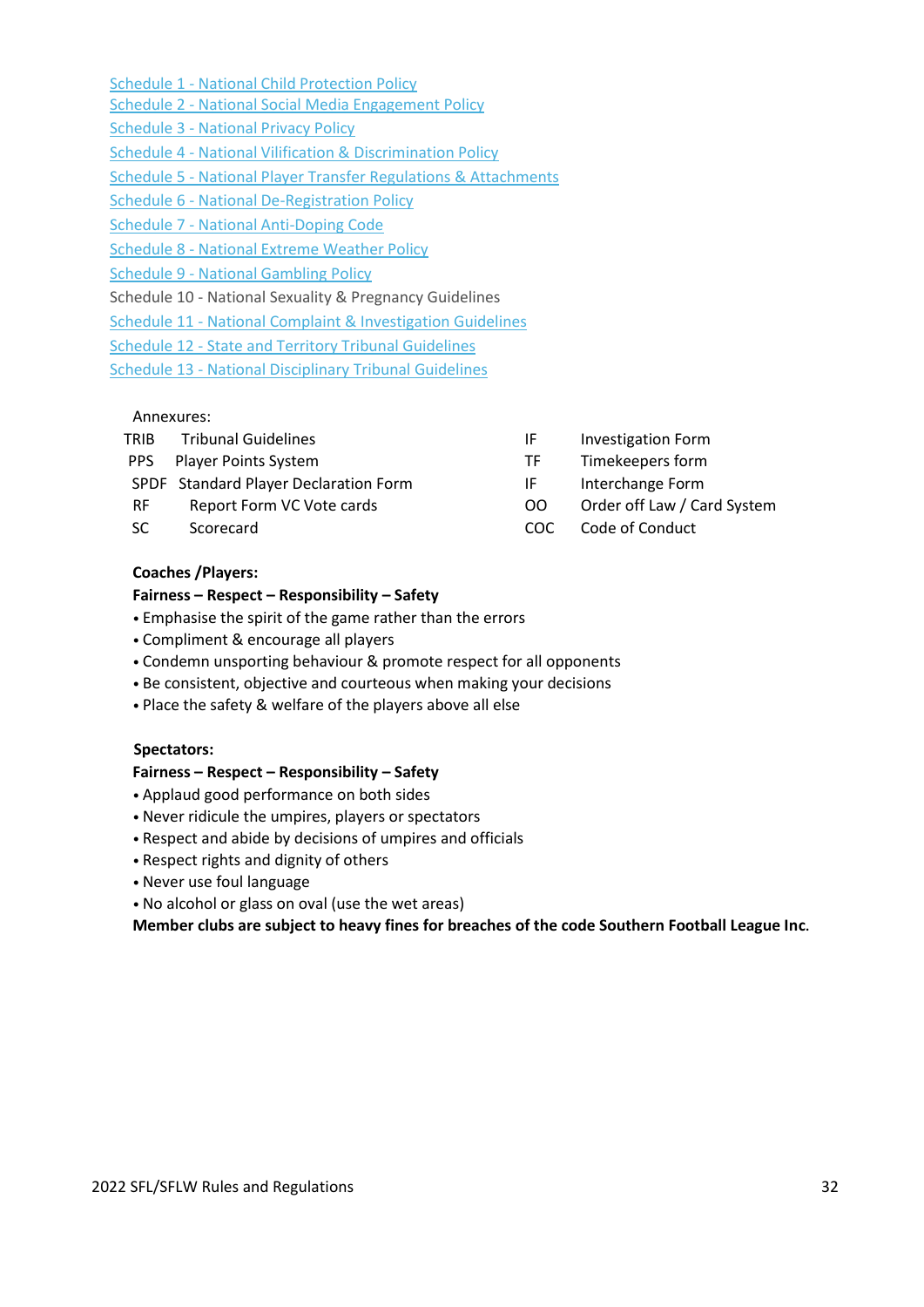Schedule 1 - National Child Protection Policy
Schedule 2 - National Social Media Engagement Policy
Schedule 3 - National Privacy Policy
Schedule 4 - National Vilification & Discrimination Policy
Schedule 5 - National Player Transfer Regulations & Attachments
Schedule 6 - National De-Registration Policy
Schedule 7 - National Anti-Doping Code
Schedule 8 - National Extreme Weather Policy
Schedule 9 - National Gambling Policy
Schedule 10 - National Sexuality & Pregnancy Guidelines
Schedule 11 - National Complaint & Investigation Guidelines
Schedule 12 - State and Territory Tribunal Guidelines
Schedule 13 - National Disciplinary Tribunal Guidelines

Annexures:

| | | | |
|---|---|---|---|
| TRIB | Tribunal Guidelines | IF | Investigation Form |
| PPS | Player Points System | TF | Timekeepers form |
| SPDF | Standard Player Declaration Form | IF | Interchange Form |
| RF | Report Form VC Vote cards | OO | Order off Law / Card System |
| SC | Scorecard | COC | Code of Conduct |

**Coaches /Players:**

**Fairness – Respect – Responsibility – Safety**

- Emphasise the spirit of the game rather than the errors
- Compliment & encourage all players
- Condemn unsporting behaviour & promote respect for all opponents
- Be consistent, objective and courteous when making your decisions
- Place the safety & welfare of the players above all else

**Spectators:**

**Fairness – Respect – Responsibility – Safety**

- Applaud good performance on both sides
- Never ridicule the umpires, players or spectators
- Respect and abide by decisions of umpires and officials
- Respect rights and dignity of others
- Never use foul language
- No alcohol or glass on oval (use the wet areas)

**Member clubs are subject to heavy fines for breaches of the code Southern Football League Inc.**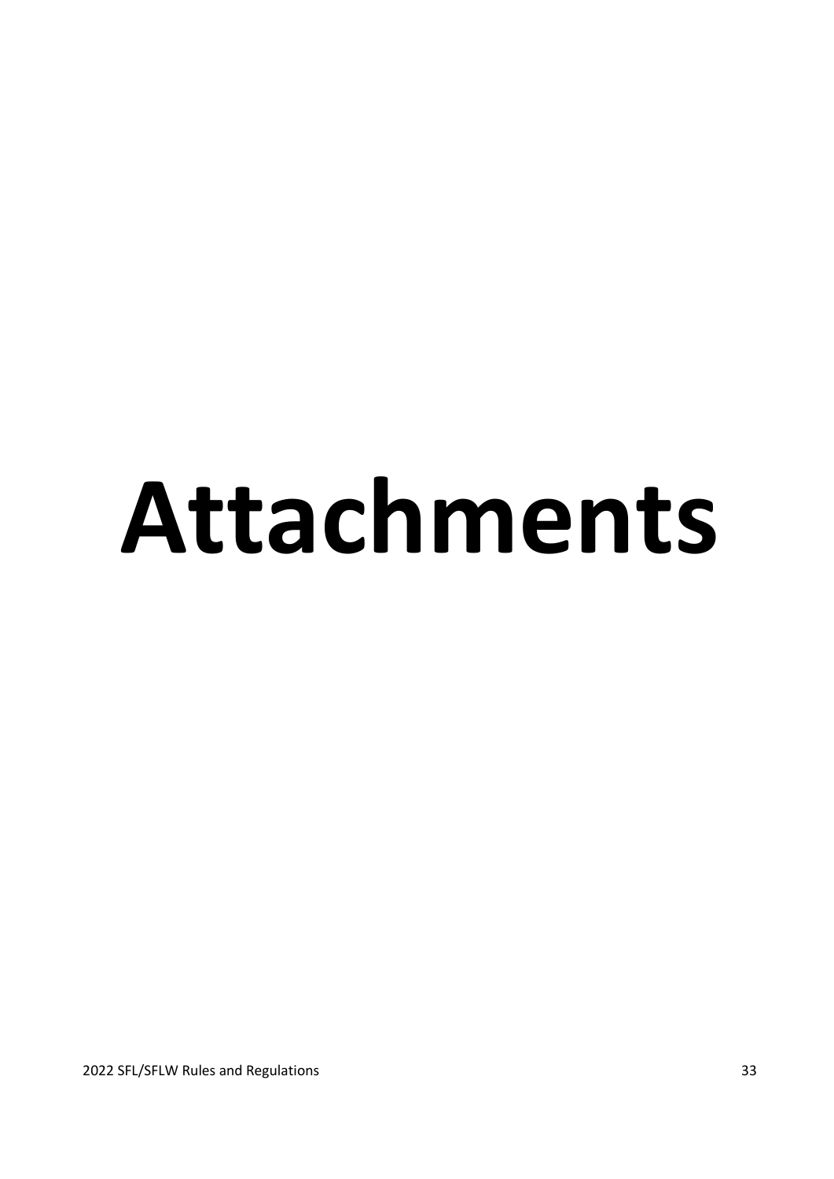# Attachments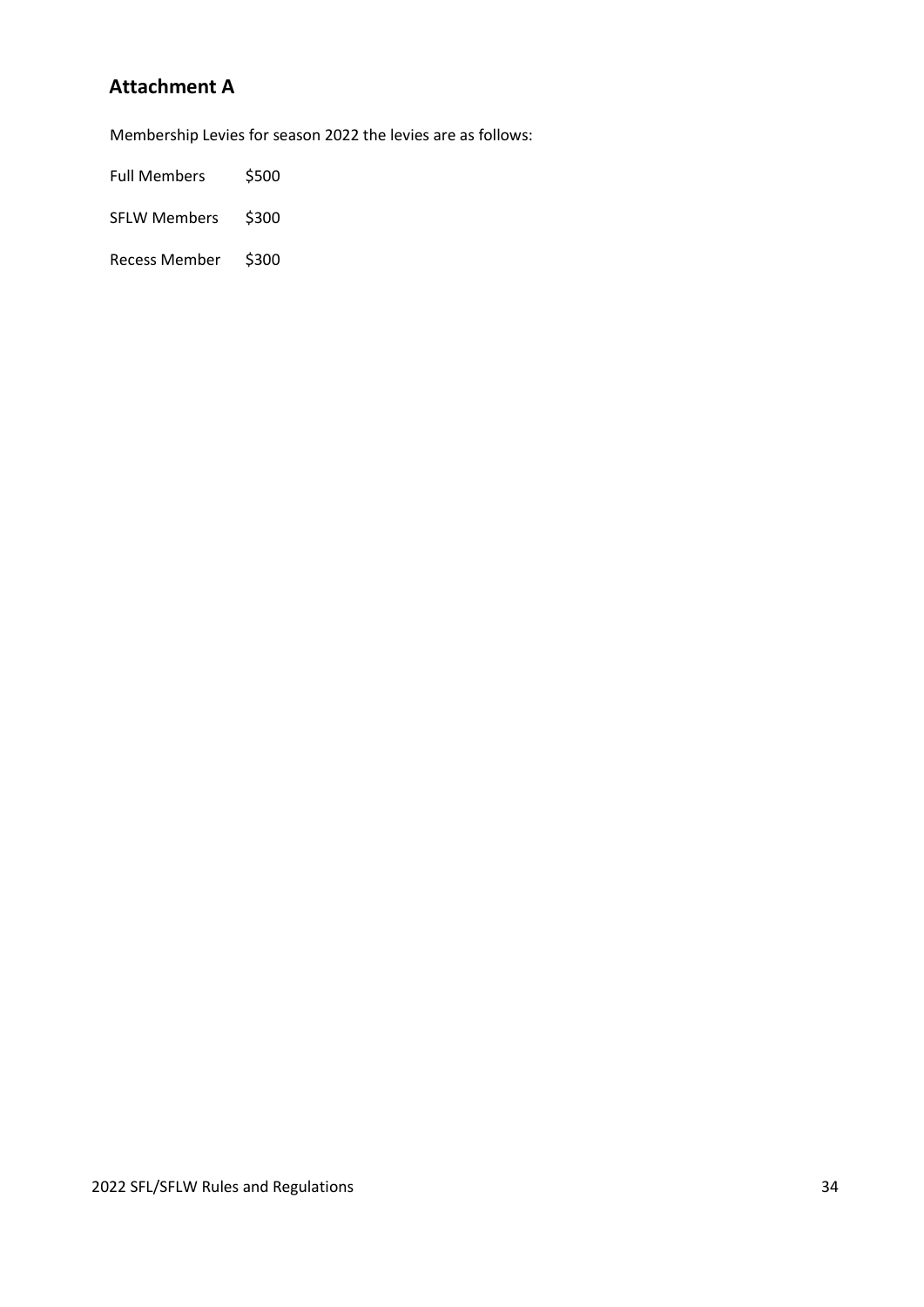## Attachment A

Membership Levies for season 2022 the levies are as follows:

| | |
|---|---|
| Full Members | $500 |
| SFLW Members | $300 |
| Recess Member | $300 |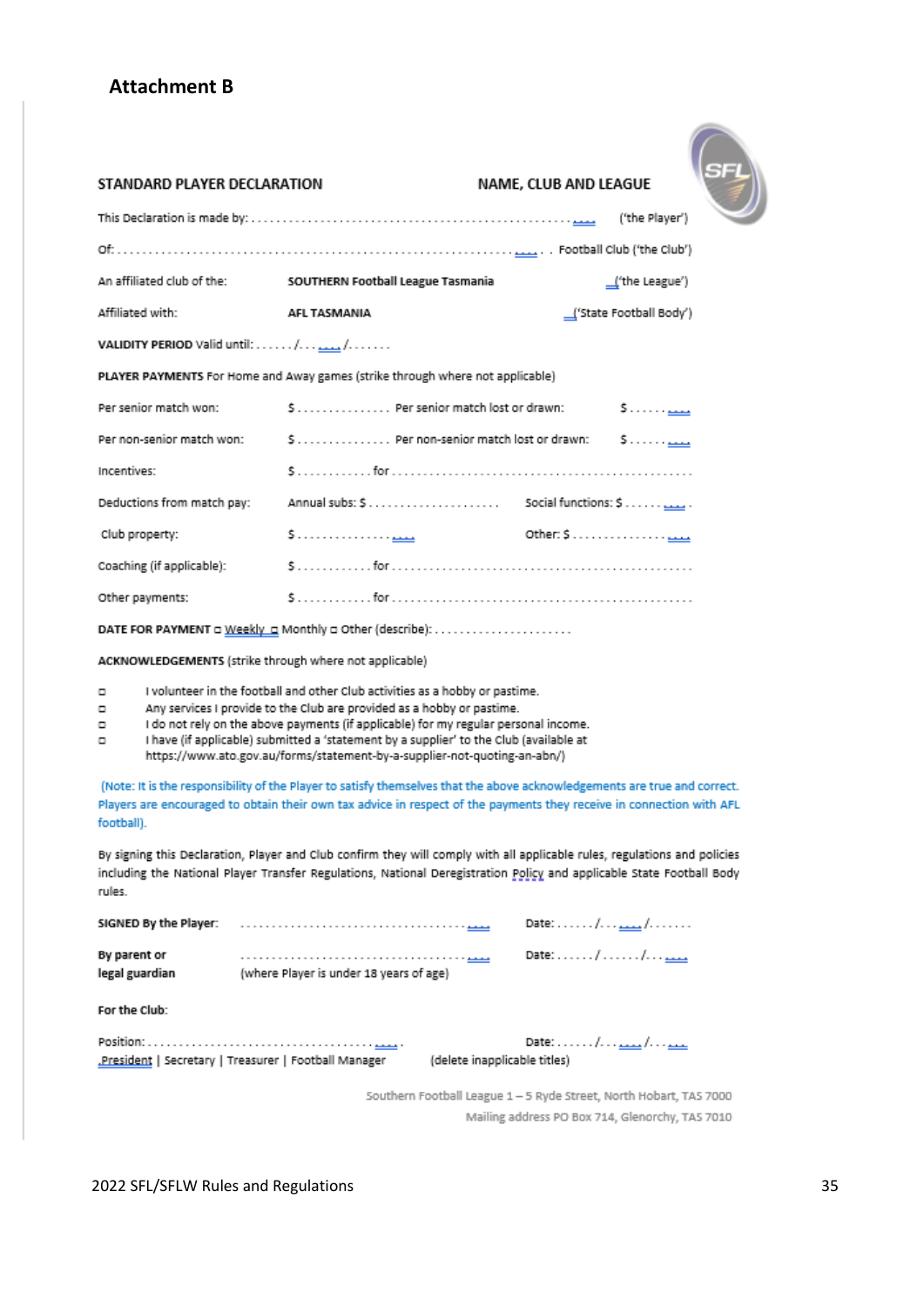## Attachment B

**STANDARD PLAYER DECLARATION** **NAME, CLUB AND LEAGUE**

This Declaration is made by: ........................................................ ('the Player')

Of: .................................................................. Football Club ('the Club')

An affiliated club of the: **SOUTHERN Football League Tasmania** ('the League')

Affiliated with: **AFL TASMANIA** ('State Football Body')

**VALIDITY PERIOD** Valid until: ....../....../.......

**PLAYER PAYMENTS** For Home and Away games (strike through where not applicable)

Per senior match won: $............... Per senior match lost or drawn: $..........

Per non-senior match won: $............... Per non-senior match lost or drawn: $..........

Incentives: $............ for ..................................................

Deductions from match pay: Annual subs: $..................... Social functions: $..........

Club property: $.................... Other: $....................

Coaching (if applicable): $............ for ..................................................

Other payments: $............ for ..................................................

**DATE FOR PAYMENT** ◻ Weekly ◻ Monthly ◻ Other (describe): .......................

**ACKNOWLEDGEMENTS** (strike through where not applicable)

- ◻ I volunteer in the football and other Club activities as a hobby or pastime.
- ◻ Any services I provide to the Club are provided as a hobby or pastime.
- ◻ I do not rely on the above payments (if applicable) for my regular personal income.
- ◻ I have (if applicable) submitted a 'statement by a supplier' to the Club (available at https://www.ato.gov.au/forms/statement-by-a-supplier-not-quoting-an-abn/)

(Note: It is the responsibility of the Player to satisfy themselves that the above acknowledgements are true and correct. Players are encouraged to obtain their own tax advice in respect of the payments they receive in connection with AFL football).

By signing this Declaration, Player and Club confirm they will comply with all applicable rules, regulations and policies including the National Player Transfer Regulations, National Deregistration Policy and applicable State Football Body rules.

**SIGNED By the Player:** ........................................ Date: ....../....../.......

**By parent or legal guardian** ........................................ (where Player is under 18 years of age) Date: ....../....../.......

**For the Club:**

Position: ........................................ Date: ....../....../.......

President | Secretary | Treasurer | Football Manager (delete inapplicable titles)

Southern Football League 1 – 5 Ryde Street, North Hobart, TAS 7000

Mailing address PO Box 714, Glenorchy, TAS 7010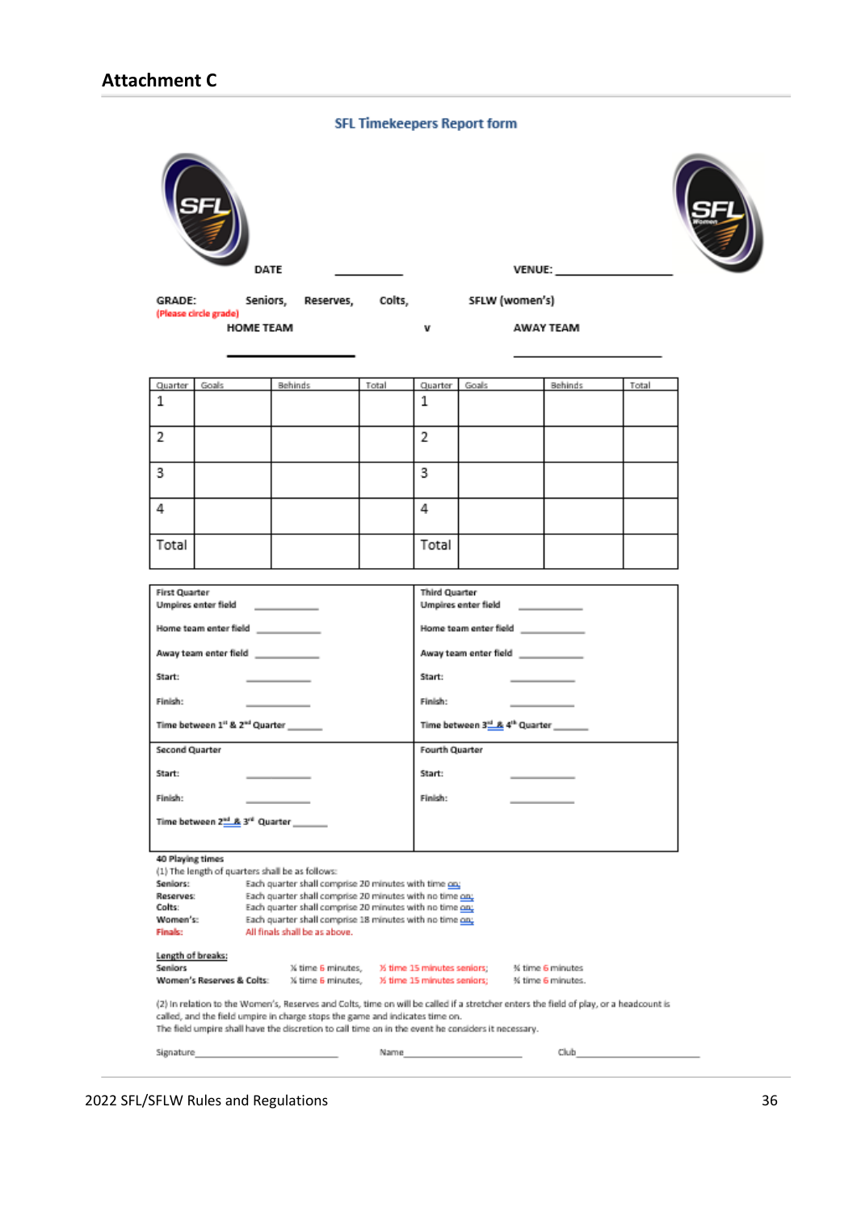## Attachment C

### SFL Timekeepers Report form

DATE ____________ VENUE: ____________

GRADE: Seniors, Reserves, Colts, SFLW (women's)
(Please circle grade)

HOME TEAM v AWAY TEAM

____________ ____________

| Quarter | Goals | Behinds | Total | Quarter | Goals | Behinds | Total |
|---|---|---|---|---|---|---|---|
| 1 | | | | 1 | | | |
| 2 | | | | 2 | | | |
| 3 | | | | 3 | | | |
| 4 | | | | 4 | | | |
| Total | | | | Total | | | |

| | |
|---|---|
| **First Quarter**<br>Umpires enter field ______<br>Home team enter field ______<br>Away team enter field ______<br>Start: ______<br>Finish: ______<br>Time between 1st & 2nd Quarter ______ | **Third Quarter**<br>Umpires enter field ______<br>Home team enter field ______<br>Away team enter field ______<br>Start: ______<br>Finish: ______<br>Time between 3rd & 4th Quarter ______ |
| **Second Quarter**<br>Start: ______<br>Finish: ______<br>Time between 2nd & 3rd Quarter ______ | **Fourth Quarter**<br>Start: ______<br>Finish: ______ |

**40 Playing times**

(1) The length of quarters shall be as follows:

**Seniors:** Each quarter shall comprise 20 minutes with time on;
**Reserves:** Each quarter shall comprise 20 minutes with no time on;
**Colts:** Each quarter shall comprise 20 minutes with no time on;
**Women's:** Each quarter shall comprise 18 minutes with no time on;
**Finals:** All finals shall be as above.

**Length of breaks:**

**Seniors** ¼ time 6 minutes, ½ time 15 minutes seniors; ¾ time 6 minutes
**Women's Reserves & Colts:** ¼ time 6 minutes, ½ time 15 minutes seniors; ¾ time 6 minutes.

(2) In relation to the Women's, Reserves and Colts, time on will be called if a stretcher enters the field of play, or a headcount is called, and the field umpire in charge stops the game and indicates time on.
The field umpire shall have the discretion to call time on in the event he considers it necessary.

Signature____________ Name____________ Club____________